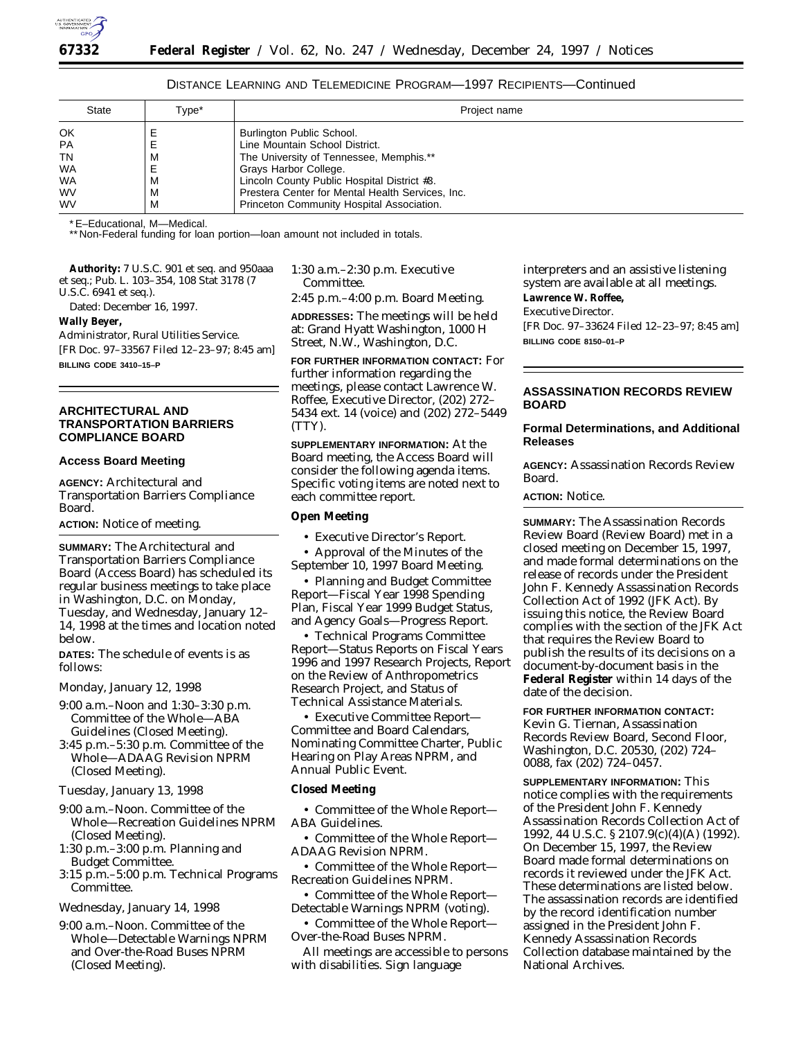DISTANCE LEARNING AND TELEMEDICINE PROGRAM—1997 RECIPIENTS—Continued

| State | Type* | Project name |
|---|---|---|
| OK | E | Burlington Public School. |
| PA | E | Line Mountain School District. |
| TN | M | The University of Tennessee, Memphis.** |
| WA | E | Grays Harbor College. |
| WA | M | Lincoln County Public Hospital District #8. |
| WV | M | Prestera Center for Mental Health Services, Inc. |
| WV | M | Princeton Community Hospital Association. |

* E–Educational, M—Medical.
** Non-Federal funding for loan portion—loan amount not included in totals.

**Authority:** 7 U.S.C. 901 et seq. and 950aaa et seq.; Pub. L. 103–354, 108 Stat 3178 (7 U.S.C. 6941 et seq.).

Dated: December 16, 1997.

**Wally Beyer,**

*Administrator, Rural Utilities Service.*

[FR Doc. 97–33567 Filed 12–23–97; 8:45 am]

**BILLING CODE 3410–15–P**

## ARCHITECTURAL AND TRANSPORTATION BARRIERS COMPLIANCE BOARD

### Access Board Meeting

**AGENCY:** Architectural and Transportation Barriers Compliance Board.

**ACTION:** Notice of meeting.

**SUMMARY:** The Architectural and Transportation Barriers Compliance Board (Access Board) has scheduled its regular business meetings to take place in Washington, D.C. on Monday, Tuesday, and Wednesday, January 12–14, 1998 at the times and location noted below.

**DATES:** The schedule of events is as follows:

Monday, January 12, 1998

9:00 a.m.–Noon and 1:30–3:30 p.m. Committee of the Whole—ABA Guidelines (Closed Meeting).

3:45 p.m.–5:30 p.m. Committee of the Whole—ADAAG Revision NPRM (Closed Meeting).

Tuesday, January 13, 1998

9:00 a.m.–Noon. Committee of the Whole—Recreation Guidelines NPRM (Closed Meeting).

1:30 p.m.–3:00 p.m. Planning and Budget Committee.

3:15 p.m.–5:00 p.m. Technical Programs Committee.

Wednesday, January 14, 1998

9:00 a.m.–Noon. Committee of the Whole—Detectable Warnings NPRM and Over-the-Road Buses NPRM (Closed Meeting).

1:30 a.m.–2:30 p.m. Executive Committee.

2:45 p.m.–4:00 p.m. Board Meeting.

**ADDRESSES:** The meetings will be held at: Grand Hyatt Washington, 1000 H Street, N.W., Washington, D.C.

**FOR FURTHER INFORMATION CONTACT:** For further information regarding the meetings, please contact Lawrence W. Roffee, Executive Director, (202) 272–5434 ext. 14 (voice) and (202) 272–5449 (TTY).

**SUPPLEMENTARY INFORMATION:** At the Board meeting, the Access Board will consider the following agenda items. Specific voting items are noted next to each committee report.

**Open Meeting**

- Executive Director's Report.
- Approval of the Minutes of the September 10, 1997 Board Meeting.
- Planning and Budget Committee Report—Fiscal Year 1998 Spending Plan, Fiscal Year 1999 Budget Status, and Agency Goals—Progress Report.
- Technical Programs Committee Report—Status Reports on Fiscal Years 1996 and 1997 Research Projects, Report on the Review of Anthropometrics Research Project, and Status of Technical Assistance Materials.
- Executive Committee Report—Committee and Board Calendars, Nominating Committee Charter, Public Hearing on Play Areas NPRM, and Annual Public Event.

**Closed Meeting**

- Committee of the Whole Report—ABA Guidelines.
- Committee of the Whole Report—ADAAG Revision NPRM.
- Committee of the Whole Report—Recreation Guidelines NPRM.
- Committee of the Whole Report—Detectable Warnings NPRM (voting).
- Committee of the Whole Report—Over-the-Road Buses NPRM.

All meetings are accessible to persons with disabilities. Sign language interpreters and an assistive listening system are available at all meetings.

**Lawrence W. Roffee,**

*Executive Director.*

[FR Doc. 97–33624 Filed 12–23–97; 8:45 am]

**BILLING CODE 8150–01–P**

## ASSASSINATION RECORDS REVIEW BOARD

### Formal Determinations, and Additional Releases

**AGENCY:** Assassination Records Review Board.

**ACTION:** Notice.

**SUMMARY:** The Assassination Records Review Board (Review Board) met in a closed meeting on December 15, 1997, and made formal determinations on the release of records under the President John F. Kennedy Assassination Records Collection Act of 1992 (JFK Act). By issuing this notice, the Review Board complies with the section of the JFK Act that requires the Review Board to publish the results of its decisions on a document-by-document basis in the **Federal Register** within 14 days of the date of the decision.

**FOR FURTHER INFORMATION CONTACT:** Kevin G. Tiernan, Assassination Records Review Board, Second Floor, Washington, D.C. 20530, (202) 724–0088, fax (202) 724–0457.

**SUPPLEMENTARY INFORMATION:** This notice complies with the requirements of the President John F. Kennedy Assassination Records Collection Act of 1992, 44 U.S.C. § 2107.9(c)(4)(A) (1992). On December 15, 1997, the Review Board made formal determinations on records it reviewed under the JFK Act. These determinations are listed below. The assassination records are identified by the record identification number assigned in the President John F. Kennedy Assassination Records Collection database maintained by the National Archives.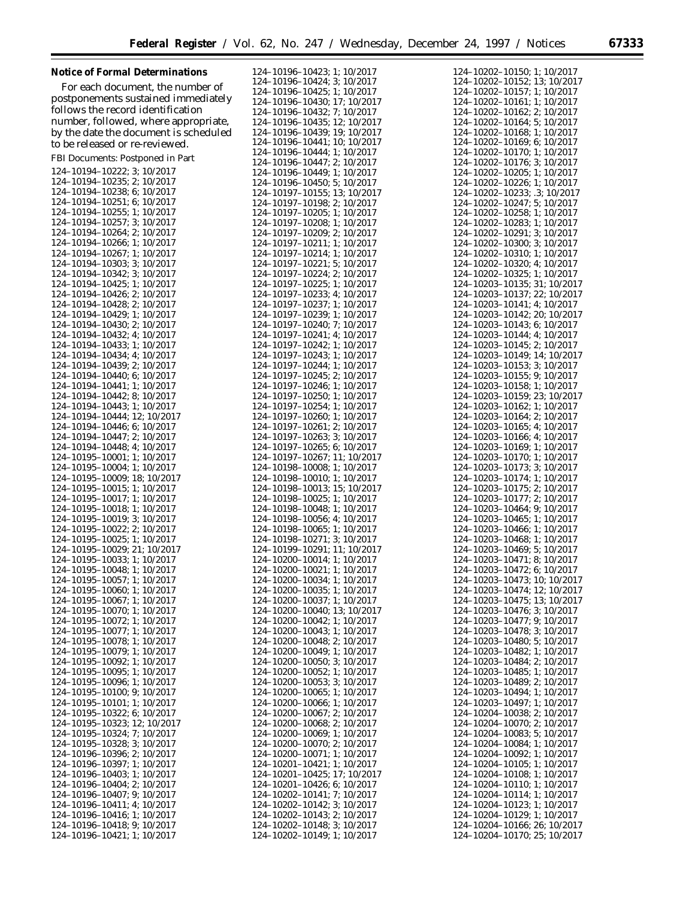## Notice of Formal Determinations

For each document, the number of postponements sustained immediately follows the record identification number, followed, where appropriate, by the date the document is scheduled to be released or re-reviewed.

FBI Documents: Postponed in Part

124–10194–10222; 3; 10/2017
124–10194–10235; 2; 10/2017
124–10194–10238; 6; 10/2017
124–10194–10251; 6; 10/2017
124–10194–10255; 1; 10/2017
124–10194–10257; 3; 10/2017
124–10194–10264; 2; 10/2017
124–10194–10266; 1; 10/2017
124–10194–10267; 1; 10/2017
124–10194–10303; 3; 10/2017
124–10194–10342; 3; 10/2017
124–10194–10425; 1; 10/2017
124–10194–10426; 2; 10/2017
124–10194–10428; 2; 10/2017
124–10194–10429; 1; 10/2017
124–10194–10430; 2; 10/2017
124–10194–10432; 4; 10/2017
124–10194–10433; 1; 10/2017
124–10194–10434; 4; 10/2017
124–10194–10439; 2; 10/2017
124–10194–10440; 6; 10/2017
124–10194–10441; 1; 10/2017
124–10194–10442; 8; 10/2017
124–10194–10443; 1; 10/2017
124–10194–10444; 12; 10/2017
124–10194–10446; 6; 10/2017
124–10194–10447; 2; 10/2017
124–10194–10448; 4; 10/2017
124–10195–10001; 1; 10/2017
124–10195–10004; 1; 10/2017
124–10195–10009; 18; 10/2017
124–10195–10015; 1; 10/2017
124–10195–10017; 1; 10/2017
124–10195–10018; 1; 10/2017
124–10195–10019; 3; 10/2017
124–10195–10022; 2; 10/2017
124–10195–10025; 1; 10/2017
124–10195–10029; 21; 10/2017
124–10195–10033; 1; 10/2017
124–10195–10048; 1; 10/2017
124–10195–10057; 1; 10/2017
124–10195–10060; 1; 10/2017
124–10195–10067; 1; 10/2017
124–10195–10070; 1; 10/2017
124–10195–10072; 1; 10/2017
124–10195–10077; 1; 10/2017
124–10195–10078; 1; 10/2017
124–10195–10079; 1; 10/2017
124–10195–10092; 1; 10/2017
124–10195–10095; 1; 10/2017
124–10195–10096; 1; 10/2017
124–10195–10100; 9; 10/2017
124–10195–10101; 1; 10/2017
124–10195–10322; 6; 10/2017
124–10195–10323; 12; 10/2017
124–10195–10324; 7; 10/2017
124–10195–10328; 3; 10/2017
124–10196–10396; 2; 10/2017
124–10196–10397; 1; 10/2017
124–10196–10403; 1; 10/2017
124–10196–10404; 2; 10/2017
124–10196–10407; 9; 10/2017
124–10196–10411; 4; 10/2017
124–10196–10416; 1; 10/2017
124–10196–10418; 9; 10/2017
124–10196–10421; 1; 10/2017
124–10196–10423; 1; 10/2017
124–10196–10424; 3; 10/2017
124–10196–10425; 1; 10/2017
124–10196–10430; 17; 10/2017
124–10196–10432; 7; 10/2017
124–10196–10435; 12; 10/2017
124–10196–10439; 19; 10/2017
124–10196–10441; 10; 10/2017
124–10196–10444; 1; 10/2017
124–10196–10447; 2; 10/2017
124–10196–10449; 1; 10/2017
124–10196–10450; 5; 10/2017
124–10197–10155; 13; 10/2017
124–10197–10198; 2; 10/2017
124–10197–10205; 1; 10/2017
124–10197–10208; 1; 10/2017
124–10197–10209; 2; 10/2017
124–10197–10211; 1; 10/2017
124–10197–10214; 1; 10/2017
124–10197–10221; 5; 10/2017
124–10197–10224; 2; 10/2017
124–10197–10225; 1; 10/2017
124–10197–10233; 4; 10/2017
124–10197–10237; 1; 10/2017
124–10197–10239; 1; 10/2017
124–10197–10240; 7; 10/2017
124–10197–10241; 4; 10/2017
124–10197–10242; 1; 10/2017
124–10197–10243; 1; 10/2017
124–10197–10244; 1; 10/2017
124–10197–10245; 2; 10/2017
124–10197–10246; 1; 10/2017
124–10197–10250; 1; 10/2017
124–10197–10254; 1; 10/2017
124–10197–10260; 1; 10/2017
124–10197–10261; 2; 10/2017
124–10197–10263; 3; 10/2017
124–10197–10265; 6; 10/2017
124–10197–10267; 11; 10/2017
124–10198–10008; 1; 10/2017
124–10198–10010; 1; 10/2017
124–10198–10013; 15; 10/2017
124–10198–10025; 1; 10/2017
124–10198–10048; 1; 10/2017
124–10198–10056; 4; 10/2017
124–10198–10065; 1; 10/2017
124–10198–10271; 3; 10/2017
124–10199–10291; 11; 10/2017
124–10200–10014; 1; 10/2017
124–10200–10021; 1; 10/2017
124–10200–10034; 1; 10/2017
124–10200–10035; 1; 10/2017
124–10200–10037; 1; 10/2017
124–10200–10040; 13; 10/2017
124–10200–10042; 1; 10/2017
124–10200–10043; 1; 10/2017
124–10200–10048; 2; 10/2017
124–10200–10049; 1; 10/2017
124–10200–10050; 3; 10/2017
124–10200–10052; 1; 10/2017
124–10200–10053; 3; 10/2017
124–10200–10065; 1; 10/2017
124–10200–10066; 1; 10/2017
124–10200–10067; 2; 10/2017
124–10200–10068; 2; 10/2017
124–10200–10069; 1; 10/2017
124–10200–10070; 2; 10/2017
124–10200–10071; 1; 10/2017
124–10201–10421; 1; 10/2017
124–10201–10425; 17; 10/2017
124–10201–10426; 6; 10/2017
124–10202–10141; 7; 10/2017
124–10202–10142; 3; 10/2017
124–10202–10143; 2; 10/2017
124–10202–10148; 3; 10/2017
124–10202–10149; 1; 10/2017
124–10202–10150; 1; 10/2017
124–10202–10152; 13; 10/2017
124–10202–10157; 1; 10/2017
124–10202–10161; 1; 10/2017
124–10202–10162; 2; 10/2017
124–10202–10164; 5; 10/2017
124–10202–10168; 1; 10/2017
124–10202–10169; 6; 10/2017
124–10202–10170; 1; 10/2017
124–10202–10176; 3; 10/2017
124–10202–10205; 1; 10/2017
124–10202–10226; 1; 10/2017
124–10202–10233; .3; 10/2017
124–10202–10247; 5; 10/2017
124–10202–10258; 1; 10/2017
124–10202–10283; 1; 10/2017
124–10202–10291; 3; 10/2017
124–10202–10300; 3; 10/2017
124–10202–10310; 1; 10/2017
124–10202–10320; 4; 10/2017
124–10202–10325; 1; 10/2017
124–10203–10135; 31; 10/2017
124–10203–10137; 22; 10/2017
124–10203–10141; 4; 10/2017
124–10203–10142; 20; 10/2017
124–10203–10143; 6; 10/2017
124–10203–10144; 4; 10/2017
124–10203–10145; 2; 10/2017
124–10203–10149; 14; 10/2017
124–10203–10153; 3; 10/2017
124–10203–10155; 9; 10/2017
124–10203–10158; 1; 10/2017
124–10203–10159; 23; 10/2017
124–10203–10162; 1; 10/2017
124–10203–10164; 2; 10/2017
124–10203–10165; 4; 10/2017
124–10203–10166; 4; 10/2017
124–10203–10169; 1; 10/2017
124–10203–10170; 1; 10/2017
124–10203–10173; 3; 10/2017
124–10203–10174; 1; 10/2017
124–10203–10175; 2; 10/2017
124–10203–10177; 2; 10/2017
124–10203–10464; 9; 10/2017
124–10203–10465; 1; 10/2017
124–10203–10466; 1; 10/2017
124–10203–10468; 1; 10/2017
124–10203–10469; 5; 10/2017
124–10203–10471; 8; 10/2017
124–10203–10472; 6; 10/2017
124–10203–10473; 10; 10/2017
124–10203–10474; 12; 10/2017
124–10203–10475; 13; 10/2017
124–10203–10476; 3; 10/2017
124–10203–10477; 9; 10/2017
124–10203–10478; 3; 10/2017
124–10203–10480; 5; 10/2017
124–10203–10482; 1; 10/2017
124–10203–10484; 2; 10/2017
124–10203–10485; 1; 10/2017
124–10203–10489; 2; 10/2017
124–10203–10494; 1; 10/2017
124–10203–10497; 1; 10/2017
124–10204–10038; 2; 10/2017
124–10204–10070; 2; 10/2017
124–10204–10083; 5; 10/2017
124–10204–10084; 1; 10/2017
124–10204–10092; 1; 10/2017
124–10204–10105; 1; 10/2017
124–10204–10108; 1; 10/2017
124–10204–10110; 1; 10/2017
124–10204–10114; 1; 10/2017
124–10204–10123; 1; 10/2017
124–10204–10129; 1; 10/2017
124–10204–10166; 26; 10/2017
124–10204–10170; 25; 10/2017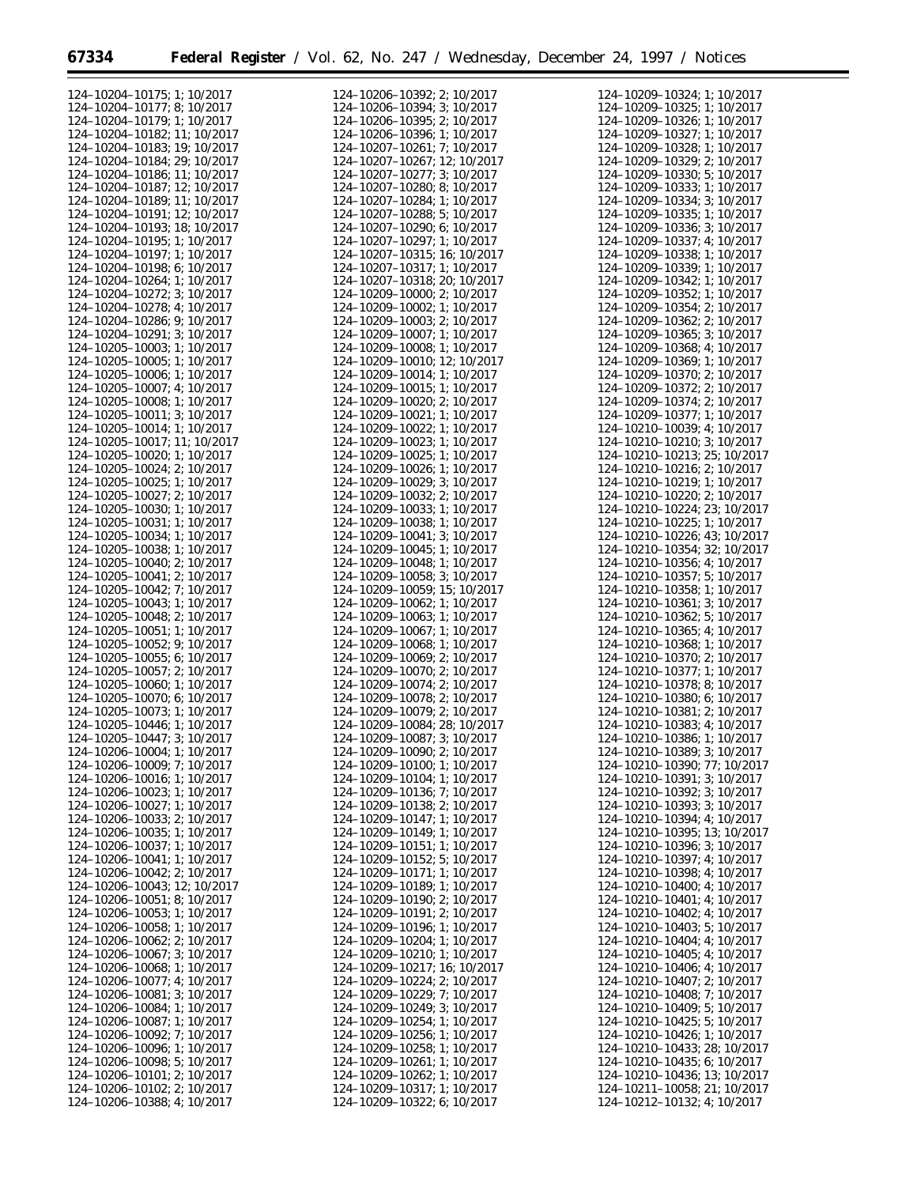124–10204–10175; 1; 10/2017
124–10204–10177; 8; 10/2017
124–10204–10179; 1; 10/2017
124–10204–10182; 11; 10/2017
124–10204–10183; 19; 10/2017
124–10204–10184; 29; 10/2017
124–10204–10186; 11; 10/2017
124–10204–10187; 12; 10/2017
124–10204–10189; 11; 10/2017
124–10204–10191; 12; 10/2017
124–10204–10193; 18; 10/2017
124–10204–10195; 1; 10/2017
124–10204–10197; 1; 10/2017
124–10204–10198; 6; 10/2017
124–10204–10264; 1; 10/2017
124–10204–10272; 3; 10/2017
124–10204–10278; 4; 10/2017
124–10204–10286; 9; 10/2017
124–10204–10291; 3; 10/2017
124–10205–10003; 1; 10/2017
124–10205–10005; 1; 10/2017
124–10205–10006; 1; 10/2017
124–10205–10007; 4; 10/2017
124–10205–10008; 1; 10/2017
124–10205–10011; 3; 10/2017
124–10205–10014; 1; 10/2017
124–10205–10017; 11; 10/2017
124–10205–10020; 1; 10/2017
124–10205–10024; 2; 10/2017
124–10205–10025; 1; 10/2017
124–10205–10027; 2; 10/2017
124–10205–10030; 1; 10/2017
124–10205–10031; 1; 10/2017
124–10205–10034; 1; 10/2017
124–10205–10038; 1; 10/2017
124–10205–10040; 2; 10/2017
124–10205–10041; 2; 10/2017
124–10205–10042; 7; 10/2017
124–10205–10043; 1; 10/2017
124–10205–10048; 2; 10/2017
124–10205–10051; 1; 10/2017
124–10205–10052; 9; 10/2017
124–10205–10055; 6; 10/2017
124–10205–10057; 2; 10/2017
124–10205–10060; 1; 10/2017
124–10205–10070; 6; 10/2017
124–10205–10073; 1; 10/2017
124–10205–10446; 1; 10/2017
124–10205–10447; 3; 10/2017
124–10206–10004; 1; 10/2017
124–10206–10009; 7; 10/2017
124–10206–10016; 1; 10/2017
124–10206–10023; 1; 10/2017
124–10206–10027; 1; 10/2017
124–10206–10033; 2; 10/2017
124–10206–10035; 1; 10/2017
124–10206–10037; 1; 10/2017
124–10206–10041; 1; 10/2017
124–10206–10042; 2; 10/2017
124–10206–10043; 12; 10/2017
124–10206–10051; 8; 10/2017
124–10206–10053; 1; 10/2017
124–10206–10058; 1; 10/2017
124–10206–10062; 2; 10/2017
124–10206–10067; 3; 10/2017
124–10206–10068; 1; 10/2017
124–10206–10077; 4; 10/2017
124–10206–10081; 3; 10/2017
124–10206–10084; 1; 10/2017
124–10206–10087; 1; 10/2017
124–10206–10092; 7; 10/2017
124–10206–10096; 1; 10/2017
124–10206–10098; 5; 10/2017
124–10206–10101; 2; 10/2017
124–10206–10102; 2; 10/2017
124–10206–10388; 4; 10/2017
124–10206–10392; 2; 10/2017
124–10206–10394; 3; 10/2017
124–10206–10395; 2; 10/2017
124–10206–10396; 1; 10/2017
124–10207–10261; 7; 10/2017
124–10207–10267; 12; 10/2017
124–10207–10277; 3; 10/2017
124–10207–10280; 8; 10/2017
124–10207–10284; 1; 10/2017
124–10207–10288; 5; 10/2017
124–10207–10290; 6; 10/2017
124–10207–10297; 1; 10/2017
124–10207–10315; 16; 10/2017
124–10207–10317; 1; 10/2017
124–10207–10318; 20; 10/2017
124–10209–10000; 2; 10/2017
124–10209–10002; 1; 10/2017
124–10209–10003; 2; 10/2017
124–10209–10007; 1; 10/2017
124–10209–10008; 1; 10/2017
124–10209–10010; 12; 10/2017
124–10209–10014; 1; 10/2017
124–10209–10015; 1; 10/2017
124–10209–10020; 2; 10/2017
124–10209–10021; 1; 10/2017
124–10209–10022; 1; 10/2017
124–10209–10023; 1; 10/2017
124–10209–10025; 1; 10/2017
124–10209–10026; 1; 10/2017
124–10209–10029; 3; 10/2017
124–10209–10032; 2; 10/2017
124–10209–10033; 1; 10/2017
124–10209–10038; 1; 10/2017
124–10209–10041; 3; 10/2017
124–10209–10045; 1; 10/2017
124–10209–10048; 1; 10/2017
124–10209–10058; 3; 10/2017
124–10209–10059; 15; 10/2017
124–10209–10062; 1; 10/2017
124–10209–10063; 1; 10/2017
124–10209–10067; 1; 10/2017
124–10209–10068; 1; 10/2017
124–10209–10069; 2; 10/2017
124–10209–10070; 2; 10/2017
124–10209–10074; 2; 10/2017
124–10209–10078; 2; 10/2017
124–10209–10079; 2; 10/2017
124–10209–10084; 28; 10/2017
124–10209–10087; 3; 10/2017
124–10209–10090; 2; 10/2017
124–10209–10100; 1; 10/2017
124–10209–10104; 1; 10/2017
124–10209–10136; 7; 10/2017
124–10209–10138; 2; 10/2017
124–10209–10147; 1; 10/2017
124–10209–10149; 1; 10/2017
124–10209–10151; 1; 10/2017
124–10209–10152; 5; 10/2017
124–10209–10171; 1; 10/2017
124–10209–10189; 1; 10/2017
124–10209–10190; 2; 10/2017
124–10209–10191; 2; 10/2017
124–10209–10196; 1; 10/2017
124–10209–10204; 1; 10/2017
124–10209–10210; 1; 10/2017
124–10209–10217; 16; 10/2017
124–10209–10224; 2; 10/2017
124–10209–10229; 7; 10/2017
124–10209–10249; 3; 10/2017
124–10209–10254; 1; 10/2017
124–10209–10256; 1; 10/2017
124–10209–10258; 1; 10/2017
124–10209–10261; 1; 10/2017
124–10209–10262; 1; 10/2017
124–10209–10317; 1; 10/2017
124–10209–10322; 6; 10/2017
124–10209–10324; 1; 10/2017
124–10209–10325; 1; 10/2017
124–10209–10326; 1; 10/2017
124–10209–10327; 1; 10/2017
124–10209–10328; 1; 10/2017
124–10209–10329; 2; 10/2017
124–10209–10330; 5; 10/2017
124–10209–10333; 1; 10/2017
124–10209–10334; 3; 10/2017
124–10209–10335; 1; 10/2017
124–10209–10336; 3; 10/2017
124–10209–10337; 4; 10/2017
124–10209–10338; 1; 10/2017
124–10209–10339; 1; 10/2017
124–10209–10342; 1; 10/2017
124–10209–10352; 1; 10/2017
124–10209–10354; 2; 10/2017
124–10209–10362; 2; 10/2017
124–10209–10365; 3; 10/2017
124–10209–10368; 4; 10/2017
124–10209–10369; 1; 10/2017
124–10209–10370; 2; 10/2017
124–10209–10372; 2; 10/2017
124–10209–10374; 2; 10/2017
124–10209–10377; 1; 10/2017
124–10210–10039; 4; 10/2017
124–10210–10210; 3; 10/2017
124–10210–10213; 25; 10/2017
124–10210–10216; 2; 10/2017
124–10210–10219; 1; 10/2017
124–10210–10220; 2; 10/2017
124–10210–10224; 23; 10/2017
124–10210–10225; 1; 10/2017
124–10210–10226; 43; 10/2017
124–10210–10354; 32; 10/2017
124–10210–10356; 4; 10/2017
124–10210–10357; 5; 10/2017
124–10210–10358; 1; 10/2017
124–10210–10361; 3; 10/2017
124–10210–10362; 5; 10/2017
124–10210–10365; 4; 10/2017
124–10210–10368; 1; 10/2017
124–10210–10370; 2; 10/2017
124–10210–10377; 1; 10/2017
124–10210–10378; 8; 10/2017
124–10210–10380; 6; 10/2017
124–10210–10381; 2; 10/2017
124–10210–10383; 4; 10/2017
124–10210–10386; 1; 10/2017
124–10210–10389; 3; 10/2017
124–10210–10390; 77; 10/2017
124–10210–10391; 3; 10/2017
124–10210–10392; 3; 10/2017
124–10210–10393; 3; 10/2017
124–10210–10394; 4; 10/2017
124–10210–10395; 13; 10/2017
124–10210–10396; 3; 10/2017
124–10210–10397; 4; 10/2017
124–10210–10398; 4; 10/2017
124–10210–10400; 4; 10/2017
124–10210–10401; 4; 10/2017
124–10210–10402; 4; 10/2017
124–10210–10403; 5; 10/2017
124–10210–10404; 4; 10/2017
124–10210–10405; 4; 10/2017
124–10210–10406; 4; 10/2017
124–10210–10407; 2; 10/2017
124–10210–10408; 7; 10/2017
124–10210–10409; 5; 10/2017
124–10210–10425; 5; 10/2017
124–10210–10426; 1; 10/2017
124–10210–10433; 28; 10/2017
124–10210–10435; 6; 10/2017
124–10210–10436; 13; 10/2017
124–10211–10058; 21; 10/2017
124–10212–10132; 4; 10/2017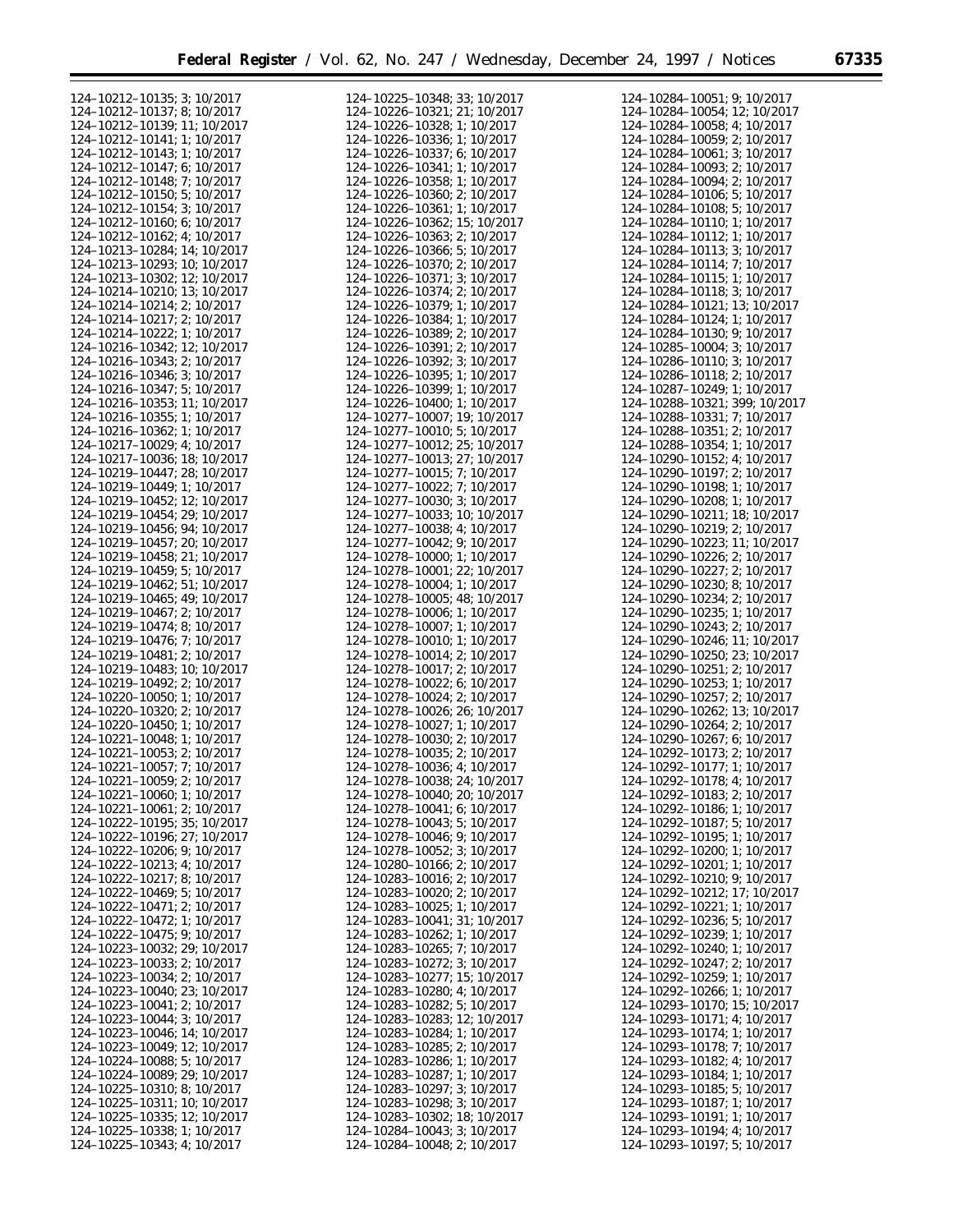124–10212–10135; 3; 10/2017
124–10212–10137; 8; 10/2017
124–10212–10139; 11; 10/2017
124–10212–10141; 1; 10/2017
124–10212–10143; 1; 10/2017
124–10212–10147; 6; 10/2017
124–10212–10148; 7; 10/2017
124–10212–10150; 5; 10/2017
124–10212–10154; 3; 10/2017
124–10212–10160; 6; 10/2017
124–10212–10162; 4; 10/2017
124–10213–10284; 14; 10/2017
124–10213–10293; 10; 10/2017
124–10213–10302; 12; 10/2017
124–10214–10210; 13; 10/2017
124–10214–10214; 2; 10/2017
124–10214–10217; 2; 10/2017
124–10214–10222; 1; 10/2017
124–10216–10342; 12; 10/2017
124–10216–10343; 2; 10/2017
124–10216–10346; 3; 10/2017
124–10216–10347; 5; 10/2017
124–10216–10353; 11; 10/2017
124–10216–10355; 1; 10/2017
124–10216–10362; 1; 10/2017
124–10217–10029; 4; 10/2017
124–10217–10036; 18; 10/2017
124–10219–10447; 28; 10/2017
124–10219–10449; 1; 10/2017
124–10219–10452; 12; 10/2017
124–10219–10454; 29; 10/2017
124–10219–10456; 94; 10/2017
124–10219–10457; 20; 10/2017
124–10219–10458; 21; 10/2017
124–10219–10459; 5; 10/2017
124–10219–10462; 51; 10/2017
124–10219–10465; 49; 10/2017
124–10219–10467; 2; 10/2017
124–10219–10474; 8; 10/2017
124–10219–10476; 7; 10/2017
124–10219–10481; 2; 10/2017
124–10219–10483; 10; 10/2017
124–10219–10492; 2; 10/2017
124–10220–10050; 1; 10/2017
124–10220–10320; 2; 10/2017
124–10220–10450; 1; 10/2017
124–10221–10048; 1; 10/2017
124–10221–10053; 2; 10/2017
124–10221–10057; 7; 10/2017
124–10221–10059; 2; 10/2017
124–10221–10060; 1; 10/2017
124–10221–10061; 2; 10/2017
124–10222–10195; 35; 10/2017
124–10222–10196; 27; 10/2017
124–10222–10206; 9; 10/2017
124–10222–10213; 4; 10/2017
124–10222–10217; 8; 10/2017
124–10222–10469; 5; 10/2017
124–10222–10471; 2; 10/2017
124–10222–10472; 1; 10/2017
124–10222–10475; 9; 10/2017
124–10223–10032; 29; 10/2017
124–10223–10033; 2; 10/2017
124–10223–10034; 2; 10/2017
124–10223–10040; 23; 10/2017
124–10223–10041; 2; 10/2017
124–10223–10044; 3; 10/2017
124–10223–10046; 14; 10/2017
124–10223–10049; 12; 10/2017
124–10224–10088; 5; 10/2017
124–10224–10089; 29; 10/2017
124–10225–10310; 8; 10/2017
124–10225–10311; 10; 10/2017
124–10225–10335; 12; 10/2017
124–10225–10338; 1; 10/2017
124–10225–10343; 4; 10/2017
124–10225–10348; 33; 10/2017
124–10226–10321; 21; 10/2017
124–10226–10328; 1; 10/2017
124–10226–10336; 1; 10/2017
124–10226–10337; 6; 10/2017
124–10226–10341; 1; 10/2017
124–10226–10358; 1; 10/2017
124–10226–10360; 2; 10/2017
124–10226–10361; 1; 10/2017
124–10226–10362; 15; 10/2017
124–10226–10363; 2; 10/2017
124–10226–10366; 5; 10/2017
124–10226–10370; 2; 10/2017
124–10226–10371; 3; 10/2017
124–10226–10374; 2; 10/2017
124–10226–10379; 1; 10/2017
124–10226–10384; 1; 10/2017
124–10226–10389; 2; 10/2017
124–10226–10391; 2; 10/2017
124–10226–10392; 3; 10/2017
124–10226–10395; 1; 10/2017
124–10226–10399; 1; 10/2017
124–10226–10400; 1; 10/2017
124–10277–10007; 19; 10/2017
124–10277–10010; 5; 10/2017
124–10277–10012; 25; 10/2017
124–10277–10013; 27; 10/2017
124–10277–10015; 7; 10/2017
124–10277–10022; 7; 10/2017
124–10277–10030; 3; 10/2017
124–10277–10033; 10; 10/2017
124–10277–10038; 4; 10/2017
124–10277–10042; 9; 10/2017
124–10278–10000; 1; 10/2017
124–10278–10001; 22; 10/2017
124–10278–10004; 1; 10/2017
124–10278–10005; 48; 10/2017
124–10278–10006; 1; 10/2017
124–10278–10007; 1; 10/2017
124–10278–10010; 1; 10/2017
124–10278–10014; 2; 10/2017
124–10278–10017; 2; 10/2017
124–10278–10022; 6; 10/2017
124–10278–10024; 2; 10/2017
124–10278–10026; 26; 10/2017
124–10278–10027; 1; 10/2017
124–10278–10030; 2; 10/2017
124–10278–10035; 2; 10/2017
124–10278–10036; 4; 10/2017
124–10278–10038; 24; 10/2017
124–10278–10040; 20; 10/2017
124–10278–10041; 6; 10/2017
124–10278–10043; 5; 10/2017
124–10278–10046; 9; 10/2017
124–10278–10052; 3; 10/2017
124–10280–10166; 2; 10/2017
124–10283–10016; 2; 10/2017
124–10283–10020; 2; 10/2017
124–10283–10025; 1; 10/2017
124–10283–10041; 31; 10/2017
124–10283–10262; 1; 10/2017
124–10283–10265; 7; 10/2017
124–10283–10272; 3; 10/2017
124–10283–10277; 15; 10/2017
124–10283–10280; 4; 10/2017
124–10283–10282; 5; 10/2017
124–10283–10283; 12; 10/2017
124–10283–10284; 1; 10/2017
124–10283–10285; 2; 10/2017
124–10283–10286; 1; 10/2017
124–10283–10287; 1; 10/2017
124–10283–10297; 3; 10/2017
124–10283–10298; 3; 10/2017
124–10283–10302; 18; 10/2017
124–10284–10043; 3; 10/2017
124–10284–10048; 2; 10/2017
124–10284–10051; 9; 10/2017
124–10284–10054; 12; 10/2017
124–10284–10058; 4; 10/2017
124–10284–10059; 2; 10/2017
124–10284–10061; 3; 10/2017
124–10284–10093; 2; 10/2017
124–10284–10094; 2; 10/2017
124–10284–10106; 5; 10/2017
124–10284–10108; 5; 10/2017
124–10284–10110; 1; 10/2017
124–10284–10112; 1; 10/2017
124–10284–10113; 3; 10/2017
124–10284–10114; 7; 10/2017
124–10284–10115; 1; 10/2017
124–10284–10118; 3; 10/2017
124–10284–10121; 13; 10/2017
124–10284–10124; 1; 10/2017
124–10284–10130; 9; 10/2017
124–10285–10004; 3; 10/2017
124–10286–10110; 3; 10/2017
124–10286–10118; 2; 10/2017
124–10287–10249; 1; 10/2017
124–10288–10321; 399; 10/2017
124–10288–10331; 7; 10/2017
124–10288–10351; 2; 10/2017
124–10288–10354; 1; 10/2017
124–10290–10152; 4; 10/2017
124–10290–10197; 2; 10/2017
124–10290–10198; 1; 10/2017
124–10290–10208; 1; 10/2017
124–10290–10211; 18; 10/2017
124–10290–10219; 2; 10/2017
124–10290–10223; 11; 10/2017
124–10290–10226; 2; 10/2017
124–10290–10227; 2; 10/2017
124–10290–10230; 8; 10/2017
124–10290–10234; 2; 10/2017
124–10290–10235; 1; 10/2017
124–10290–10243; 2; 10/2017
124–10290–10246; 11; 10/2017
124–10290–10250; 23; 10/2017
124–10290–10251; 2; 10/2017
124–10290–10253; 1; 10/2017
124–10290–10257; 2; 10/2017
124–10290–10262; 13; 10/2017
124–10290–10264; 2; 10/2017
124–10290–10267; 6; 10/2017
124–10292–10173; 2; 10/2017
124–10292–10177; 1; 10/2017
124–10292–10178; 4; 10/2017
124–10292–10183; 2; 10/2017
124–10292–10186; 1; 10/2017
124–10292–10187; 5; 10/2017
124–10292–10195; 1; 10/2017
124–10292–10200; 1; 10/2017
124–10292–10201; 1; 10/2017
124–10292–10210; 9; 10/2017
124–10292–10212; 17; 10/2017
124–10292–10221; 1; 10/2017
124–10292–10236; 5; 10/2017
124–10292–10239; 1; 10/2017
124–10292–10240; 1; 10/2017
124–10292–10247; 2; 10/2017
124–10292–10259; 1; 10/2017
124–10292–10266; 1; 10/2017
124–10293–10170; 15; 10/2017
124–10293–10171; 4; 10/2017
124–10293–10174; 1; 10/2017
124–10293–10178; 7; 10/2017
124–10293–10182; 4; 10/2017
124–10293–10184; 1; 10/2017
124–10293–10185; 5; 10/2017
124–10293–10187; 1; 10/2017
124–10293–10191; 1; 10/2017
124–10293–10194; 4; 10/2017
124–10293–10197; 5; 10/2017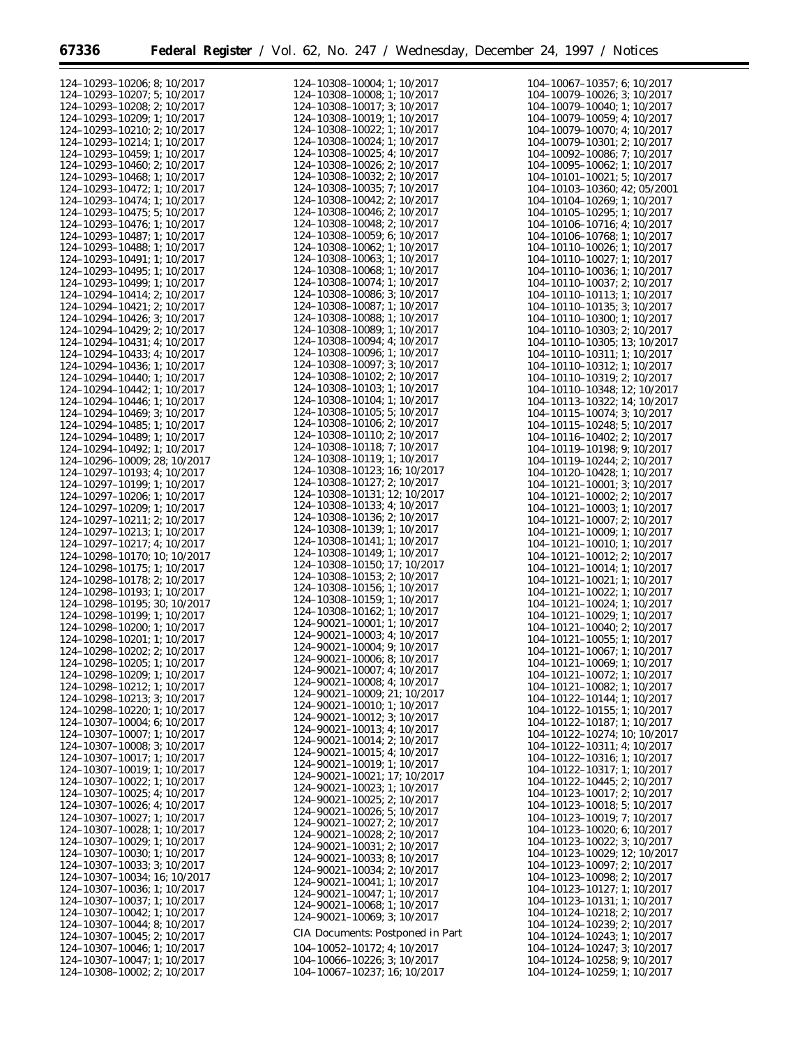124–10293–10206; 8; 10/2017
124–10293–10207; 5; 10/2017
124–10293–10208; 2; 10/2017
124–10293–10209; 1; 10/2017
124–10293–10210; 2; 10/2017
124–10293–10214; 1; 10/2017
124–10293–10459; 1; 10/2017
124–10293–10460; 2; 10/2017
124–10293–10468; 1; 10/2017
124–10293–10472; 1; 10/2017
124–10293–10474; 1; 10/2017
124–10293–10475; 5; 10/2017
124–10293–10476; 1; 10/2017
124–10293–10487; 1; 10/2017
124–10293–10488; 1; 10/2017
124–10293–10491; 1; 10/2017
124–10293–10495; 1; 10/2017
124–10293–10499; 1; 10/2017
124–10294–10414; 2; 10/2017
124–10294–10421; 2; 10/2017
124–10294–10426; 3; 10/2017
124–10294–10429; 2; 10/2017
124–10294–10431; 4; 10/2017
124–10294–10433; 4; 10/2017
124–10294–10436; 1; 10/2017
124–10294–10440; 1; 10/2017
124–10294–10442; 1; 10/2017
124–10294–10446; 1; 10/2017
124–10294–10469; 3; 10/2017
124–10294–10485; 1; 10/2017
124–10294–10489; 1; 10/2017
124–10294–10492; 1; 10/2017
124–10296–10009; 28; 10/2017
124–10297–10193; 4; 10/2017
124–10297–10199; 1; 10/2017
124–10297–10206; 1; 10/2017
124–10297–10209; 1; 10/2017
124–10297–10211; 2; 10/2017
124–10297–10213; 1; 10/2017
124–10297–10217; 4; 10/2017
124–10298–10170; 10; 10/2017
124–10298–10175; 1; 10/2017
124–10298–10178; 2; 10/2017
124–10298–10193; 1; 10/2017
124–10298–10195; 30; 10/2017
124–10298–10199; 1; 10/2017
124–10298–10200; 1; 10/2017
124–10298–10201; 1; 10/2017
124–10298–10202; 2; 10/2017
124–10298–10205; 1; 10/2017
124–10298–10209; 1; 10/2017
124–10298–10212; 1; 10/2017
124–10298–10213; 3; 10/2017
124–10298–10220; 1; 10/2017
124–10307–10004; 6; 10/2017
124–10307–10007; 1; 10/2017
124–10307–10008; 3; 10/2017
124–10307–10017; 1; 10/2017
124–10307–10019; 1; 10/2017
124–10307–10022; 1; 10/2017
124–10307–10025; 4; 10/2017
124–10307–10026; 4; 10/2017
124–10307–10027; 1; 10/2017
124–10307–10028; 1; 10/2017
124–10307–10029; 1; 10/2017
124–10307–10030; 1; 10/2017
124–10307–10033; 3; 10/2017
124–10307–10034; 16; 10/2017
124–10307–10036; 1; 10/2017
124–10307–10037; 1; 10/2017
124–10307–10042; 1; 10/2017
124–10307–10044; 8; 10/2017
124–10307–10045; 2; 10/2017
124–10307–10046; 1; 10/2017
124–10307–10047; 1; 10/2017
124–10308–10002; 2; 10/2017
124–10308–10004; 1; 10/2017
124–10308–10008; 1; 10/2017
124–10308–10017; 3; 10/2017
124–10308–10019; 1; 10/2017
124–10308–10022; 1; 10/2017
124–10308–10024; 1; 10/2017
124–10308–10025; 4; 10/2017
124–10308–10026; 2; 10/2017
124–10308–10032; 2; 10/2017
124–10308–10035; 7; 10/2017
124–10308–10042; 2; 10/2017
124–10308–10046; 2; 10/2017
124–10308–10048; 2; 10/2017
124–10308–10059; 6; 10/2017
124–10308–10062; 1; 10/2017
124–10308–10063; 1; 10/2017
124–10308–10068; 1; 10/2017
124–10308–10074; 1; 10/2017
124–10308–10086; 3; 10/2017
124–10308–10087; 1; 10/2017
124–10308–10088; 1; 10/2017
124–10308–10089; 1; 10/2017
124–10308–10094; 4; 10/2017
124–10308–10096; 1; 10/2017
124–10308–10097; 3; 10/2017
124–10308–10102; 2; 10/2017
124–10308–10103; 1; 10/2017
124–10308–10104; 1; 10/2017
124–10308–10105; 5; 10/2017
124–10308–10106; 2; 10/2017
124–10308–10110; 2; 10/2017
124–10308–10118; 7; 10/2017
124–10308–10119; 1; 10/2017
124–10308–10123; 16; 10/2017
124–10308–10127; 2; 10/2017
124–10308–10131; 12; 10/2017
124–10308–10133; 4; 10/2017
124–10308–10136; 2; 10/2017
124–10308–10139; 1; 10/2017
124–10308–10141; 1; 10/2017
124–10308–10149; 1; 10/2017
124–10308–10150; 17; 10/2017
124–10308–10153; 2; 10/2017
124–10308–10156; 1; 10/2017
124–10308–10159; 1; 10/2017
124–10308–10162; 1; 10/2017
124–90021–10001; 1; 10/2017
124–90021–10003; 4; 10/2017
124–90021–10004; 9; 10/2017
124–90021–10006; 8; 10/2017
124–90021–10007; 4; 10/2017
124–90021–10008; 4; 10/2017
124–90021–10009; 21; 10/2017
124–90021–10010; 1; 10/2017
124–90021–10012; 3; 10/2017
124–90021–10013; 4; 10/2017
124–90021–10014; 2; 10/2017
124–90021–10015; 4; 10/2017
124–90021–10019; 1; 10/2017
124–90021–10021; 17; 10/2017
124–90021–10023; 1; 10/2017
124–90021–10025; 2; 10/2017
124–90021–10026; 5; 10/2017
124–90021–10027; 2; 10/2017
124–90021–10028; 2; 10/2017
124–90021–10031; 2; 10/2017
124–90021–10033; 8; 10/2017
124–90021–10034; 2; 10/2017
124–90021–10041; 1; 10/2017
124–90021–10047; 1; 10/2017
124–90021–10068; 1; 10/2017
124–90021–10069; 3; 10/2017

CIA Documents: Postponed in Part

104–10052–10172; 4; 10/2017
104–10066–10226; 3; 10/2017
104–10067–10237; 16; 10/2017
104–10067–10357; 6; 10/2017
104–10079–10026; 3; 10/2017
104–10079–10040; 1; 10/2017
104–10079–10059; 4; 10/2017
104–10079–10070; 4; 10/2017
104–10079–10301; 2; 10/2017
104–10092–10086; 7; 10/2017
104–10095–10062; 1; 10/2017
104–10101–10021; 5; 10/2017
104–10103–10360; 42; 05/2001
104–10104–10269; 1; 10/2017
104–10105–10295; 1; 10/2017
104–10106–10716; 4; 10/2017
104–10106–10768; 1; 10/2017
104–10110–10026; 1; 10/2017
104–10110–10027; 1; 10/2017
104–10110–10036; 1; 10/2017
104–10110–10037; 2; 10/2017
104–10110–10113; 1; 10/2017
104–10110–10135; 3; 10/2017
104–10110–10300; 1; 10/2017
104–10110–10303; 2; 10/2017
104–10110–10305; 13; 10/2017
104–10110–10311; 1; 10/2017
104–10110–10312; 1; 10/2017
104–10110–10319; 2; 10/2017
104–10110–10348; 12; 10/2017
104–10113–10322; 14; 10/2017
104–10115–10074; 3; 10/2017
104–10115–10248; 5; 10/2017
104–10116–10402; 2; 10/2017
104–10119–10198; 9; 10/2017
104–10119–10244; 2; 10/2017
104–10120–10428; 1; 10/2017
104–10121–10001; 3; 10/2017
104–10121–10002; 2; 10/2017
104–10121–10003; 1; 10/2017
104–10121–10007; 2; 10/2017
104–10121–10009; 1; 10/2017
104–10121–10010; 1; 10/2017
104–10121–10012; 2; 10/2017
104–10121–10014; 1; 10/2017
104–10121–10021; 1; 10/2017
104–10121–10022; 1; 10/2017
104–10121–10024; 1; 10/2017
104–10121–10029; 1; 10/2017
104–10121–10040; 2; 10/2017
104–10121–10055; 1; 10/2017
104–10121–10067; 1; 10/2017
104–10121–10069; 1; 10/2017
104–10121–10072; 1; 10/2017
104–10121–10082; 1; 10/2017
104–10122–10144; 1; 10/2017
104–10122–10155; 1; 10/2017
104–10122–10187; 1; 10/2017
104–10122–10274; 10; 10/2017
104–10122–10311; 4; 10/2017
104–10122–10316; 1; 10/2017
104–10122–10317; 1; 10/2017
104–10122–10445; 2; 10/2017
104–10123–10017; 2; 10/2017
104–10123–10018; 5; 10/2017
104–10123–10019; 7; 10/2017
104–10123–10020; 6; 10/2017
104–10123–10022; 3; 10/2017
104–10123–10029; 12; 10/2017
104–10123–10097; 2; 10/2017
104–10123–10098; 2; 10/2017
104–10123–10127; 1; 10/2017
104–10123–10131; 1; 10/2017
104–10124–10218; 2; 10/2017
104–10124–10239; 2; 10/2017
104–10124–10243; 1; 10/2017
104–10124–10247; 3; 10/2017
104–10124–10258; 9; 10/2017
104–10124–10259; 1; 10/2017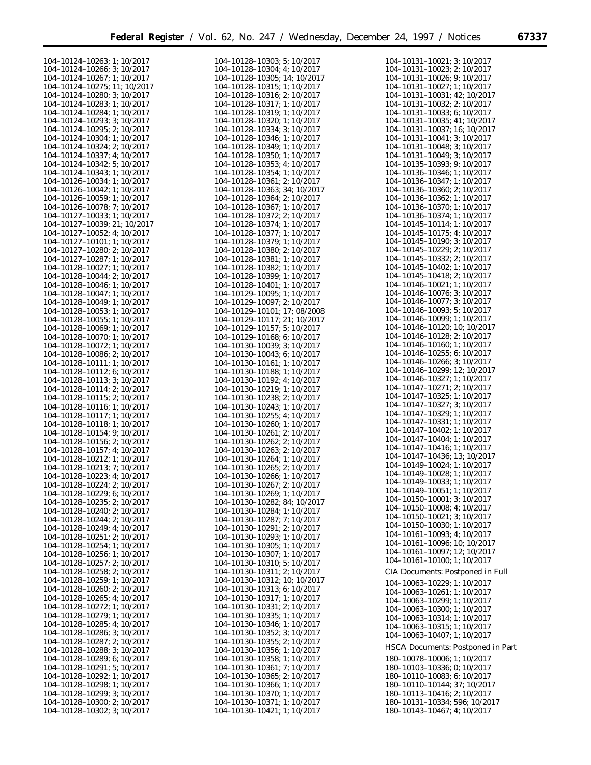104–10124–10263; 1; 10/2017
104–10124–10266; 3; 10/2017
104–10124–10267; 1; 10/2017
104–10124–10275; 11; 10/2017
104–10124–10280; 3; 10/2017
104–10124–10283; 1; 10/2017
104–10124–10284; 1; 10/2017
104–10124–10293; 3; 10/2017
104–10124–10295; 2; 10/2017
104–10124–10304; 1; 10/2017
104–10124–10324; 2; 10/2017
104–10124–10337; 4; 10/2017
104–10124–10342; 5; 10/2017
104–10124–10343; 1; 10/2017
104–10126–10034; 1; 10/2017
104–10126–10042; 1; 10/2017
104–10126–10059; 1; 10/2017
104–10126–10078; 7; 10/2017
104–10127–10033; 1; 10/2017
104–10127–10039; 21; 10/2017
104–10127–10052; 4; 10/2017
104–10127–10101; 1; 10/2017
104–10127–10280; 2; 10/2017
104–10127–10287; 1; 10/2017
104–10128–10027; 1; 10/2017
104–10128–10044; 2; 10/2017
104–10128–10046; 1; 10/2017
104–10128–10047; 1; 10/2017
104–10128–10049; 1; 10/2017
104–10128–10053; 1; 10/2017
104–10128–10055; 1; 10/2017
104–10128–10069; 1; 10/2017
104–10128–10070; 1; 10/2017
104–10128–10072; 1; 10/2017
104–10128–10086; 2; 10/2017
104–10128–10111; 1; 10/2017
104–10128–10112; 6; 10/2017
104–10128–10113; 3; 10/2017
104–10128–10114; 2; 10/2017
104–10128–10115; 2; 10/2017
104–10128–10116; 1; 10/2017
104–10128–10117; 1; 10/2017
104–10128–10118; 1; 10/2017
104–10128–10154; 9; 10/2017
104–10128–10156; 2; 10/2017
104–10128–10157; 4; 10/2017
104–10128–10212; 1; 10/2017
104–10128–10213; 7; 10/2017
104–10128–10223; 4; 10/2017
104–10128–10224; 2; 10/2017
104–10128–10229; 6; 10/2017
104–10128–10235; 2; 10/2017
104–10128–10240; 2; 10/2017
104–10128–10244; 2; 10/2017
104–10128–10249; 4; 10/2017
104–10128–10251; 2; 10/2017
104–10128–10254; 1; 10/2017
104–10128–10256; 1; 10/2017
104–10128–10257; 2; 10/2017
104–10128–10258; 2; 10/2017
104–10128–10259; 1; 10/2017
104–10128–10260; 2; 10/2017
104–10128–10265; 4; 10/2017
104–10128–10272; 1; 10/2017
104–10128–10279; 1; 10/2017
104–10128–10285; 4; 10/2017
104–10128–10286; 3; 10/2017
104–10128–10287; 2; 10/2017
104–10128–10288; 3; 10/2017
104–10128–10289; 6; 10/2017
104–10128–10291; 5; 10/2017
104–10128–10292; 1; 10/2017
104–10128–10298; 1; 10/2017
104–10128–10299; 3; 10/2017
104–10128–10300; 2; 10/2017
104–10128–10302; 3; 10/2017
104–10128–10303; 5; 10/2017
104–10128–10304; 4; 10/2017
104–10128–10305; 14; 10/2017
104–10128–10315; 1; 10/2017
104–10128–10316; 2; 10/2017
104–10128–10317; 1; 10/2017
104–10128–10319; 1; 10/2017
104–10128–10320; 1; 10/2017
104–10128–10334; 3; 10/2017
104–10128–10346; 1; 10/2017
104–10128–10349; 1; 10/2017
104–10128–10350; 1; 10/2017
104–10128–10353; 4; 10/2017
104–10128–10354; 1; 10/2017
104–10128–10361; 2; 10/2017
104–10128–10363; 34; 10/2017
104–10128–10364; 2; 10/2017
104–10128–10367; 1; 10/2017
104–10128–10372; 2; 10/2017
104–10128–10374; 1; 10/2017
104–10128–10377; 1; 10/2017
104–10128–10379; 1; 10/2017
104–10128–10380; 2; 10/2017
104–10128–10381; 1; 10/2017
104–10128–10382; 1; 10/2017
104–10128–10399; 1; 10/2017
104–10128–10401; 1; 10/2017
104–10129–10095; 1; 10/2017
104–10129–10097; 2; 10/2017
104–10129–10101; 17; 08/2008
104–10129–10117; 21; 10/2017
104–10129–10157; 5; 10/2017
104–10129–10168; 6; 10/2017
104–10130–10039; 3; 10/2017
104–10130–10043; 6; 10/2017
104–10130–10161; 1; 10/2017
104–10130–10188; 1; 10/2017
104–10130–10192; 4; 10/2017
104–10130–10219; 1; 10/2017
104–10130–10238; 2; 10/2017
104–10130–10243; 1; 10/2017
104–10130–10255; 4; 10/2017
104–10130–10260; 1; 10/2017
104–10130–10261; 2; 10/2017
104–10130–10262; 2; 10/2017
104–10130–10263; 2; 10/2017
104–10130–10264; 1; 10/2017
104–10130–10265; 2; 10/2017
104–10130–10266; 1; 10/2017
104–10130–10267; 2; 10/2017
104–10130–10269; 1; 10/2017
104–10130–10282; 84; 10/2017
104–10130–10284; 1; 10/2017
104–10130–10287; 7; 10/2017
104–10130–10291; 2; 10/2017
104–10130–10293; 1; 10/2017
104–10130–10305; 1; 10/2017
104–10130–10307; 1; 10/2017
104–10130–10310; 5; 10/2017
104–10130–10311; 2; 10/2017
104–10130–10312; 10; 10/2017
104–10130–10313; 6; 10/2017
104–10130–10317; 1; 10/2017
104–10130–10331; 2; 10/2017
104–10130–10335; 1; 10/2017
104–10130–10346; 1; 10/2017
104–10130–10352; 3; 10/2017
104–10130–10355; 2; 10/2017
104–10130–10356; 1; 10/2017
104–10130–10358; 1; 10/2017
104–10130–10361; 7; 10/2017
104–10130–10365; 2; 10/2017
104–10130–10366; 1; 10/2017
104–10130–10370; 1; 10/2017
104–10130–10371; 1; 10/2017
104–10130–10421; 1; 10/2017
104–10131–10021; 3; 10/2017
104–10131–10023; 2; 10/2017
104–10131–10026; 9; 10/2017
104–10131–10027; 1; 10/2017
104–10131–10031; 42; 10/2017
104–10131–10032; 2; 10/2017
104–10131–10033; 6; 10/2017
104–10131–10035; 41; 10/2017
104–10131–10037; 16; 10/2017
104–10131–10041; 3; 10/2017
104–10131–10048; 3; 10/2017
104–10131–10049; 3; 10/2017
104–10135–10393; 9; 10/2017
104–10136–10346; 1; 10/2017
104–10136–10347; 1; 10/2017
104–10136–10360; 2; 10/2017
104–10136–10362; 1; 10/2017
104–10136–10370; 1; 10/2017
104–10136–10374; 1; 10/2017
104–10145–10114; 1; 10/2017
104–10145–10175; 4; 10/2017
104–10145–10190; 3; 10/2017
104–10145–10229; 2; 10/2017
104–10145–10332; 2; 10/2017
104–10145–10402; 1; 10/2017
104–10145–10418; 2; 10/2017
104–10146–10021; 1; 10/2017
104–10146–10076; 3; 10/2017
104–10146–10077; 3; 10/2017
104–10146–10093; 5; 10/2017
104–10146–10099; 1; 10/2017
104–10146–10120; 10; 10/2017
104–10146–10128; 2; 10/2017
104–10146–10160; 1; 10/2017
104–10146–10255; 6; 10/2017
104–10146–10266; 3; 10/2017
104–10146–10299; 12; 10/2017
104–10146–10327; 1; 10/2017
104–10147–10271; 2; 10/2017
104–10147–10325; 1; 10/2017
104–10147–10327; 3; 10/2017
104–10147–10329; 1; 10/2017
104–10147–10331; 1; 10/2017
104–10147–10402; 1; 10/2017
104–10147–10404; 1; 10/2017
104–10147–10416; 1; 10/2017
104–10147–10436; 13; 10/2017
104–10149–10024; 1; 10/2017
104–10149–10028; 1; 10/2017
104–10149–10033; 1; 10/2017
104–10149–10051; 1; 10/2017
104–10150–10001; 3; 10/2017
104–10150–10008; 4; 10/2017
104–10150–10021; 3; 10/2017
104–10150–10030; 1; 10/2017
104–10161–10093; 4; 10/2017
104–10161–10096; 10; 10/2017
104–10161–10097; 12; 10/2017
104–10161–10100; 1; 10/2017

CIA Documents: Postponed in Full

104–10063–10229; 1; 10/2017
104–10063–10261; 1; 10/2017
104–10063–10299; 1; 10/2017
104–10063–10300; 1; 10/2017
104–10063–10314; 1; 10/2017
104–10063–10315; 1; 10/2017
104–10063–10407; 1; 10/2017

HSCA Documents: Postponed in Part

180–10078–10006; 1; 10/2017
180–10103–10336; 0; 10/2017
180–10110–10083; 6; 10/2017
180–10110–10144; 37; 10/2017
180–10113–10416; 2; 10/2017
180–10131–10334; 596; 10/2017
180–10143–10467; 4; 10/2017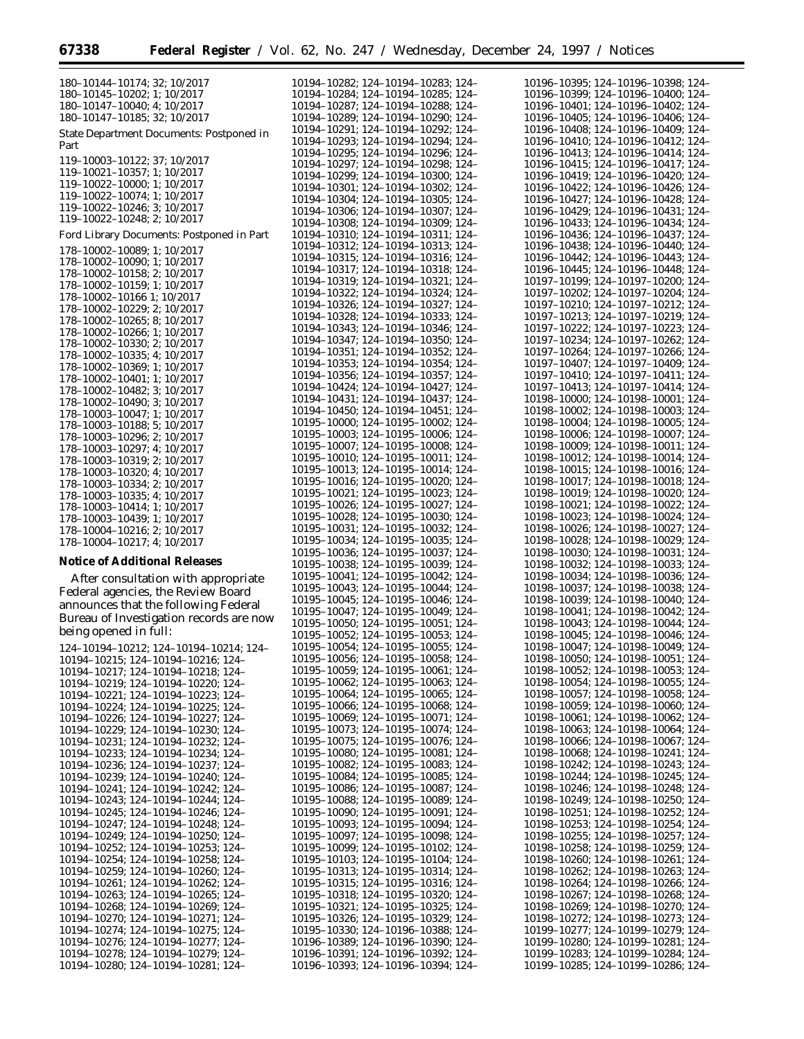180–10144–10174; 32; 10/2017
180–10145–10202; 1; 10/2017
180–10147–10040; 4; 10/2017
180–10147–10185; 32; 10/2017

State Department Documents: Postponed in Part

119–10003–10122; 37; 10/2017
119–10021–10357; 1; 10/2017
119–10022–10000; 1; 10/2017
119–10022–10074; 1; 10/2017
119–10022–10246; 3; 10/2017
119–10022–10248; 2; 10/2017

Ford Library Documents: Postponed in Part

178–10002–10089; 1; 10/2017
178–10002–10090; 1; 10/2017
178–10002–10158; 2; 10/2017
178–10002–10159; 1; 10/2017
178–10002–10166 1; 10/2017
178–10002–10229; 2; 10/2017
178–10002–10265; 8; 10/2017
178–10002–10266; 1; 10/2017
178–10002–10330; 2; 10/2017
178–10002–10335; 4; 10/2017
178–10002–10369; 1; 10/2017
178–10002–10401; 1; 10/2017
178–10002–10482; 3; 10/2017
178–10002–10490; 3; 10/2017
178–10003–10047; 1; 10/2017
178–10003–10188; 5; 10/2017
178–10003–10296; 2; 10/2017
178–10003–10297; 4; 10/2017
178–10003–10319; 2; 10/2017
178–10003–10320; 4; 10/2017
178–10003–10334; 2; 10/2017
178–10003–10335; 4; 10/2017
178–10003–10414; 1; 10/2017
178–10003–10439; 1; 10/2017
178–10004–10216; 2; 10/2017
178–10004–10217; 4; 10/2017

**Notice of Additional Releases**

After consultation with appropriate Federal agencies, the Review Board announces that the following Federal Bureau of Investigation records are now being opened in full:

124–10194–10212; 124–10194–10214; 124–10194–10215; 124–10194–10216; 124–10194–10217; 124–10194–10218; 124–10194–10219; 124–10194–10220; 124–10194–10221; 124–10194–10223; 124–10194–10224; 124–10194–10225; 124–10194–10226; 124–10194–10227; 124–10194–10229; 124–10194–10230; 124–10194–10231; 124–10194–10232; 124–10194–10233; 124–10194–10234; 124–10194–10236; 124–10194–10237; 124–10194–10239; 124–10194–10240; 124–10194–10241; 124–10194–10242; 124–10194–10243; 124–10194–10244; 124–10194–10245; 124–10194–10246; 124–10194–10247; 124–10194–10248; 124–10194–10249; 124–10194–10250; 124–10194–10252; 124–10194–10253; 124–10194–10254; 124–10194–10258; 124–10194–10259; 124–10194–10260; 124–10194–10261; 124–10194–10262; 124–10194–10263; 124–10194–10265; 124–10194–10268; 124–10194–10269; 124–10194–10270; 124–10194–10271; 124–10194–10274; 124–10194–10275; 124–10194–10276; 124–10194–10277; 124–10194–10278; 124–10194–10279; 124–10194–10280; 124–10194–10281; 124–10194–10282; 124–10194–10283; 124–10194–10284; 124–10194–10285; 124–10194–10287; 124–10194–10288; 124–10194–10289; 124–10194–10290; 124–10194–10291; 124–10194–10292; 124–10194–10293; 124–10194–10294; 124–10194–10295; 124–10194–10296; 124–10194–10297; 124–10194–10298; 124–10194–10299; 124–10194–10300; 124–10194–10301; 124–10194–10302; 124–10194–10304; 124–10194–10305; 124–10194–10306; 124–10194–10307; 124–10194–10308; 124–10194–10309; 124–10194–10310; 124–10194–10311; 124–10194–10312; 124–10194–10313; 124–10194–10315; 124–10194–10316; 124–10194–10317; 124–10194–10318; 124–10194–10319; 124–10194–10321; 124–10194–10322; 124–10194–10324; 124–10194–10326; 124–10194–10327; 124–10194–10328; 124–10194–10333; 124–10194–10343; 124–10194–10346; 124–10194–10347; 124–10194–10350; 124–10194–10351; 124–10194–10352; 124–10194–10353; 124–10194–10354; 124–10194–10356; 124–10194–10357; 124–10194–10424; 124–10194–10427; 124–10194–10431; 124–10194–10437; 124–10194–10450; 124–10194–10451; 124–10195–10000; 124–10195–10002; 124–10195–10003; 124–10195–10006; 124–10195–10007; 124–10195–10008; 124–10195–10010; 124–10195–10011; 124–10195–10013; 124–10195–10014; 124–10195–10016; 124–10195–10020; 124–10195–10021; 124–10195–10023; 124–10195–10026; 124–10195–10027; 124–10195–10028; 124–10195–10030; 124–10195–10031; 124–10195–10032; 124–10195–10034; 124–10195–10035; 124–10195–10036; 124–10195–10037; 124–10195–10038; 124–10195–10039; 124–10195–10041; 124–10195–10042; 124–10195–10043; 124–10195–10044; 124–10195–10045; 124–10195–10046; 124–10195–10047; 124–10195–10049; 124–10195–10050; 124–10195–10051; 124–10195–10052; 124–10195–10053; 124–10195–10054; 124–10195–10055; 124–10195–10056; 124–10195–10058; 124–10195–10059; 124–10195–10061; 124–10195–10062; 124–10195–10063; 124–10195–10064; 124–10195–10065; 124–10195–10066; 124–10195–10068; 124–10195–10069; 124–10195–10071; 124–10195–10073; 124–10195–10074; 124–10195–10075; 124–10195–10076; 124–10195–10080; 124–10195–10081; 124–10195–10082; 124–10195–10083; 124–10195–10084; 124–10195–10085; 124–10195–10086; 124–10195–10087; 124–10195–10088; 124–10195–10089; 124–10195–10090; 124–10195–10091; 124–10195–10093; 124–10195–10094; 124–10195–10097; 124–10195–10098; 124–10195–10099; 124–10195–10102; 124–10195–10103; 124–10195–10104; 124–10195–10313; 124–10195–10314; 124–10195–10315; 124–10195–10316; 124–10195–10318; 124–10195–10320; 124–10195–10321; 124–10195–10325; 124–10195–10326; 124–10195–10329; 124–10195–10330; 124–10196–10388; 124–10196–10389; 124–10196–10390; 124–10196–10391; 124–10196–10392; 124–10196–10393; 124–10196–10394; 124–10196–10395; 124–10196–10398; 124–10196–10399; 124–10196–10400; 124–10196–10401; 124–10196–10402; 124–10196–10405; 124–10196–10406; 124–10196–10408; 124–10196–10409; 124–10196–10410; 124–10196–10412; 124–10196–10413; 124–10196–10414; 124–10196–10415; 124–10196–10417; 124–10196–10419; 124–10196–10420; 124–10196–10422; 124–10196–10426; 124–10196–10427; 124–10196–10428; 124–10196–10429; 124–10196–10431; 124–10196–10433; 124–10196–10434; 124–10196–10436; 124–10196–10437; 124–10196–10438; 124–10196–10440; 124–10196–10442; 124–10196–10443; 124–10196–10445; 124–10196–10448; 124–10197–10199; 124–10197–10200; 124–10197–10202; 124–10197–10204; 124–10197–10210; 124–10197–10212; 124–10197–10213; 124–10197–10219; 124–10197–10222; 124–10197–10223; 124–10197–10234; 124–10197–10262; 124–10197–10264; 124–10197–10266; 124–10197–10407; 124–10197–10409; 124–10197–10410; 124–10197–10411; 124–10197–10413; 124–10197–10414; 124–10198–10000; 124–10198–10001; 124–10198–10002; 124–10198–10003; 124–10198–10004; 124–10198–10005; 124–10198–10006; 124–10198–10007; 124–10198–10009; 124–10198–10011; 124–10198–10012; 124–10198–10014; 124–10198–10015; 124–10198–10016; 124–10198–10017; 124–10198–10018; 124–10198–10019; 124–10198–10020; 124–10198–10021; 124–10198–10022; 124–10198–10023; 124–10198–10024; 124–10198–10026; 124–10198–10027; 124–10198–10028; 124–10198–10029; 124–10198–10030; 124–10198–10031; 124–10198–10032; 124–10198–10033; 124–10198–10034; 124–10198–10036; 124–10198–10037; 124–10198–10038; 124–10198–10039; 124–10198–10040; 124–10198–10041; 124–10198–10042; 124–10198–10043; 124–10198–10044; 124–10198–10045; 124–10198–10046; 124–10198–10047; 124–10198–10049; 124–10198–10050; 124–10198–10051; 124–10198–10052; 124–10198–10053; 124–10198–10054; 124–10198–10055; 124–10198–10057; 124–10198–10058; 124–10198–10059; 124–10198–10060; 124–10198–10061; 124–10198–10062; 124–10198–10063; 124–10198–10064; 124–10198–10066; 124–10198–10067; 124–10198–10068; 124–10198–10241; 124–10198–10242; 124–10198–10243; 124–10198–10244; 124–10198–10245; 124–10198–10246; 124–10198–10248; 124–10198–10249; 124–10198–10250; 124–10198–10251; 124–10198–10252; 124–10198–10253; 124–10198–10254; 124–10198–10255; 124–10198–10257; 124–10198–10258; 124–10198–10259; 124–10198–10260; 124–10198–10261; 124–10198–10262; 124–10198–10263; 124–10198–10264; 124–10198–10266; 124–10198–10267; 124–10198–10268; 124–10198–10269; 124–10198–10270; 124–10198–10272; 124–10198–10273; 124–10199–10277; 124–10199–10279; 124–10199–10280; 124–10199–10281; 124–10199–10283; 124–10199–10284; 124–10199–10285; 124–10199–10286; 124–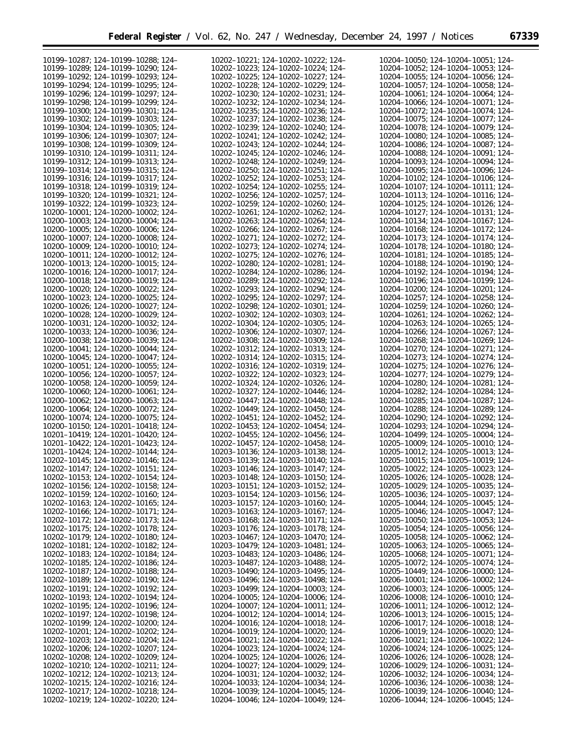10199–10287; 124–10199–10288; 124–10199–10289; 124–10199–10290; 124–10199–10292; 124–10199–10293; 124–10199–10294; 124–10199–10295; 124–10199–10296; 124–10199–10297; 124–10199–10298; 124–10199–10299; 124–10199–10300; 124–10199–10301; 124–10199–10302; 124–10199–10303; 124–10199–10304; 124–10199–10305; 124–10199–10306; 124–10199–10307; 124–10199–10308; 124–10199–10309; 124–10199–10310; 124–10199–10311; 124–10199–10312; 124–10199–10313; 124–10199–10314; 124–10199–10315; 124–10199–10316; 124–10199–10317; 124–10199–10318; 124–10199–10319; 124–10199–10320; 124–10199–10321; 124–10199–10322; 124–10199–10323; 124–10200–10001; 124–10200–10002; 124–10200–10003; 124–10200–10004; 124–10200–10005; 124–10200–10006; 124–10200–10007; 124–10200–10008; 124–10200–10009; 124–10200–10010; 124–10200–10011; 124–10200–10012; 124–10200–10013; 124–10200–10015; 124–10200–10016; 124–10200–10017; 124–10200–10018; 124–10200–10019; 124–10200–10020; 124–10200–10022; 124–10200–10023; 124–10200–10025; 124–10200–10026; 124–10200–10027; 124–10200–10028; 124–10200–10029; 124–10200–10031; 124–10200–10032; 124–10200–10033; 124–10200–10036; 124–10200–10038; 124–10200–10039; 124–10200–10041; 124–10200–10044; 124–10200–10045; 124–10200–10047; 124–10200–10051; 124–10200–10055; 124–10200–10056; 124–10200–10057; 124–10200–10058; 124–10200–10059; 124–10200–10060; 124–10200–10061; 124–10200–10062; 124–10200–10063; 124–10200–10064; 124–10200–10072; 124–10200–10074; 124–10200–10075; 124–10200–10150; 124–10201–10418; 124–10201–10419; 124–10201–10420; 124–10201–10422; 124–10201–10423; 124–10201–10424; 124–10202–10144; 124–10202–10145; 124–10202–10146; 124–10202–10147; 124–10202–10151; 124–10202–10153; 124–10202–10154; 124–10202–10156; 124–10202–10158; 124–10202–10159; 124–10202–10160; 124–10202–10163; 124–10202–10165; 124–10202–10166; 124–10202–10171; 124–10202–10172; 124–10202–10173; 124–10202–10175; 124–10202–10178; 124–10202–10179; 124–10202–10180; 124–10202–10181; 124–10202–10182; 124–10202–10183; 124–10202–10184; 124–10202–10185; 124–10202–10186; 124–10202–10187; 124–10202–10188; 124–10202–10189; 124–10202–10190; 124–10202–10191; 124–10202–10192; 124–10202–10193; 124–10202–10194; 124–10202–10195; 124–10202–10196; 124–10202–10197; 124–10202–10198; 124–10202–10199; 124–10202–10200; 124–10202–10201; 124–10202–10202; 124–10202–10203; 124–10202–10204; 124–10202–10206; 124–10202–10207; 124–10202–10208; 124–10202–10209; 124–10202–10210; 124–10202–10211; 124–10202–10212; 124–10202–10213; 124–10202–10215; 124–10202–10216; 124–10202–10217; 124–10202–10218; 124–10202–10219; 124–10202–10220; 124–10202–10221; 124–10202–10222; 124–10202–10223; 124–10202–10224; 124–10202–10225; 124–10202–10227; 124–10202–10228; 124–10202–10229; 124–10202–10230; 124–10202–10231; 124–10202–10232; 124–10202–10234; 124–10202–10235; 124–10202–10236; 124–10202–10237; 124–10202–10238; 124–10202–10239; 124–10202–10240; 124–10202–10241; 124–10202–10242; 124–10202–10243; 124–10202–10244; 124–10202–10245; 124–10202–10246; 124–10202–10248; 124–10202–10249; 124–10202–10250; 124–10202–10251; 124–10202–10252; 124–10202–10253; 124–10202–10254; 124–10202–10255; 124–10202–10256; 124–10202–10257; 124–10202–10259; 124–10202–10260; 124–10202–10261; 124–10202–10262; 124–10202–10263; 124–10202–10264; 124–10202–10266; 124–10202–10267; 124–10202–10271; 124–10202–10272; 124–10202–10273; 124–10202–10274; 124–10202–10275; 124–10202–10276; 124–10202–10280; 124–10202–10281; 124–10202–10284; 124–10202–10286; 124–10202–10289; 124–10202–10292; 124–10202–10293; 124–10202–10294; 124–10202–10295; 124–10202–10297; 124–10202–10298; 124–10202–10301; 124–10202–10302; 124–10202–10303; 124–10202–10304; 124–10202–10305; 124–10202–10306; 124–10202–10307; 124–10202–10308; 124–10202–10309; 124–10202–10312; 124–10202–10313; 124–10202–10314; 124–10202–10315; 124–10202–10316; 124–10202–10319; 124–10202–10322; 124–10202–10323; 124–10202–10324; 124–10202–10326; 124–10202–10327; 124–10202–10446; 124–10202–10447; 124–10202–10448; 124–10202–10449; 124–10202–10450; 124–10202–10451; 124–10202–10452; 124–10202–10453; 124–10202–10454; 124–10202–10455; 124–10202–10456; 124–10202–10457; 124–10202–10458; 124–10203–10136; 124–10203–10138; 124–10203–10139; 124–10203–10140; 124–10203–10146; 124–10203–10147; 124–10203–10148; 124–10203–10150; 124–10203–10151; 124–10203–10152; 124–10203–10154; 124–10203–10156; 124–10203–10157; 124–10203–10160; 124–10203–10163; 124–10203–10167; 124–10203–10168; 124–10203–10171; 124–10203–10176; 124–10203–10178; 124–10203–10467; 124–10203–10470; 124–10203–10479; 124–10203–10481; 124–10203–10483; 124–10203–10486; 124–10203–10487; 124–10203–10488; 124–10203–10490; 124–10203–10495; 124–10203–10496; 124–10203–10498; 124–10203–10499; 124–10204–10003; 124–10204–10005; 124–10204–10006; 124–10204–10007; 124–10204–10011; 124–10204–10012; 124–10204–10014; 124–10204–10016; 124–10204–10018; 124–10204–10019; 124–10204–10020; 124–10204–10021; 124–10204–10022; 124–10204–10023; 124–10204–10024; 124–10204–10025; 124–10204–10026; 124–10204–10027; 124–10204–10029; 124–10204–10031; 124–10204–10032; 124–10204–10033; 124–10204–10034; 124–10204–10039; 124–10204–10045; 124–10204–10046; 124–10204–10049; 124–10204–10050; 124–10204–10051; 124–10204–10052; 124–10204–10053; 124–10204–10055; 124–10204–10056; 124–10204–10057; 124–10204–10058; 124–10204–10061; 124–10204–10064; 124–10204–10066; 124–10204–10071; 124–10204–10072; 124–10204–10074; 124–10204–10075; 124–10204–10077; 124–10204–10078; 124–10204–10079; 124–10204–10080; 124–10204–10085; 124–10204–10086; 124–10204–10087; 124–10204–10088; 124–10204–10091; 124–10204–10093; 124–10204–10094; 124–10204–10095; 124–10204–10096; 124–10204–10102; 124–10204–10106; 124–10204–10107; 124–10204–10111; 124–10204–10113; 124–10204–10116; 124–10204–10125; 124–10204–10126; 124–10204–10127; 124–10204–10131; 124–10204–10134; 124–10204–10167; 124–10204–10168; 124–10204–10172; 124–10204–10173; 124–10204–10174; 124–10204–10178; 124–10204–10180; 124–10204–10181; 124–10204–10185; 124–10204–10188; 124–10204–10190; 124–10204–10192; 124–10204–10194; 124–10204–10196; 124–10204–10199; 124–10204–10200; 124–10204–10201; 124–10204–10257; 124–10204–10258; 124–10204–10259; 124–10204–10260; 124–10204–10261; 124–10204–10262; 124–10204–10263; 124–10204–10265; 124–10204–10266; 124–10204–10267; 124–10204–10268; 124–10204–10269; 124–10204–10270; 124–10204–10271; 124–10204–10273; 124–10204–10274; 124–10204–10275; 124–10204–10276; 124–10204–10277; 124–10204–10279; 124–10204–10280; 124–10204–10281; 124–10204–10282; 124–10204–10284; 124–10204–10285; 124–10204–10287; 124–10204–10288; 124–10204–10289; 124–10204–10290; 124–10204–10292; 124–10204–10293; 124–10204–10294; 124–10204–10499; 124–10205–10004; 124–10205–10009; 124–10205–10010; 124–10205–10012; 124–10205–10013; 124–10205–10015; 124–10205–10019; 124–10205–10022; 124–10205–10023; 124–10205–10026; 124–10205–10028; 124–10205–10029; 124–10205–10035; 124–10205–10036; 124–10205–10037; 124–10205–10044; 124–10205–10045; 124–10205–10046; 124–10205–10047; 124–10205–10050; 124–10205–10053; 124–10205–10054; 124–10205–10056; 124–10205–10058; 124–10205–10062; 124–10205–10063; 124–10205–10065; 124–10205–10068; 124–10205–10071; 124–10205–10072; 124–10205–10074; 124–10205–10449; 124–10206–10000; 124–10206–10001; 124–10206–10002; 124–10206–10003; 124–10206–10005; 124–10206–10008; 124–10206–10010; 124–10206–10011; 124–10206–10012; 124–10206–10013; 124–10206–10015; 124–10206–10017; 124–10206–10018; 124–10206–10019; 124–10206–10020; 124–10206–10021; 124–10206–10022; 124–10206–10024; 124–10206–10025; 124–10206–10026; 124–10206–10028; 124–10206–10029; 124–10206–10031; 124–10206–10032; 124–10206–10034; 124–10206–10036; 124–10206–10038; 124–10206–10039; 124–10206–10040; 124–10206–10044; 124–10206–10045; 124–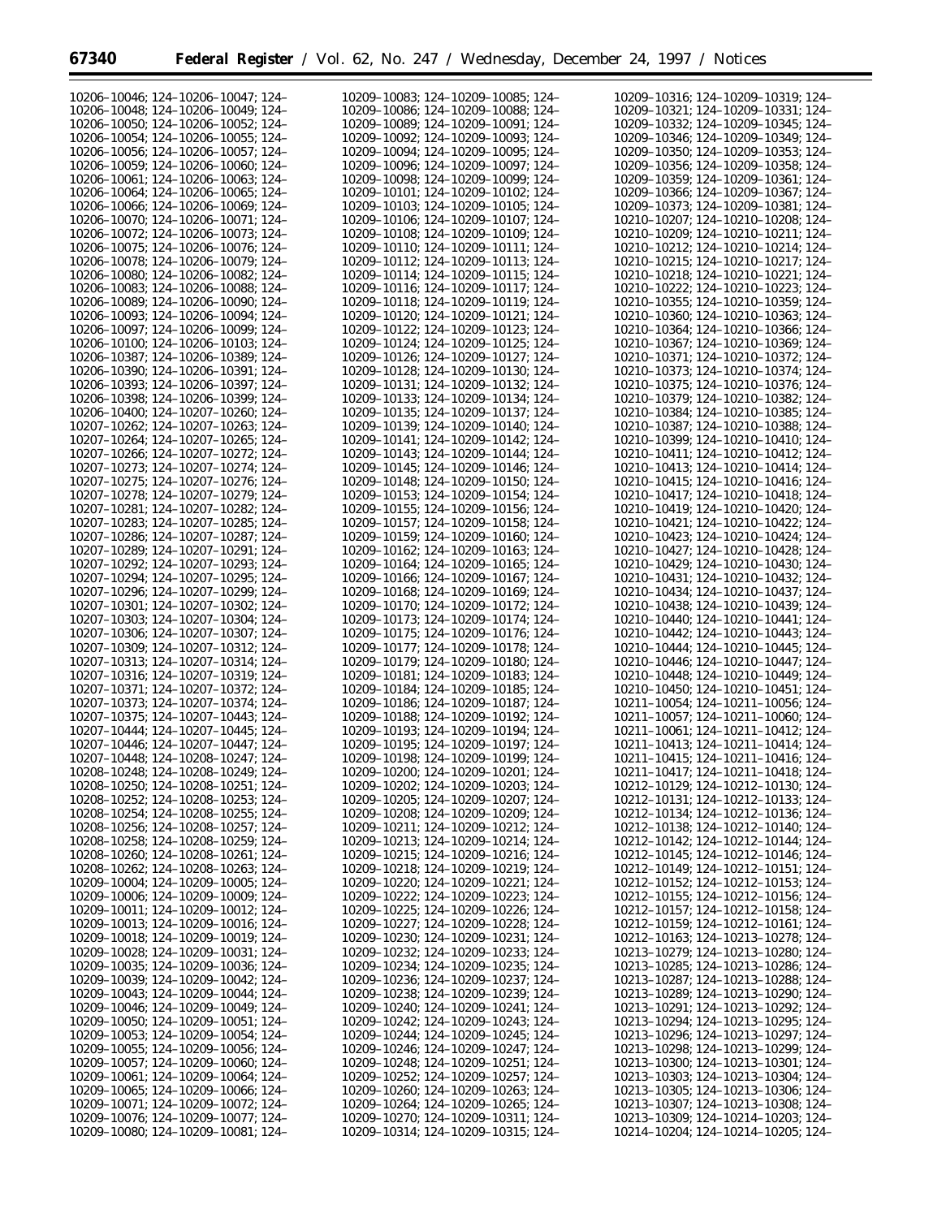10206–10046; 124–10206–10047; 124–10206–10048; 124–10206–10049; 124–10206–10050; 124–10206–10052; 124–10206–10054; 124–10206–10055; 124–10206–10056; 124–10206–10057; 124–10206–10059; 124–10206–10060; 124–10206–10061; 124–10206–10063; 124–10206–10064; 124–10206–10065; 124–10206–10066; 124–10206–10069; 124–10206–10070; 124–10206–10071; 124–10206–10072; 124–10206–10073; 124–10206–10075; 124–10206–10076; 124–10206–10078; 124–10206–10079; 124–10206–10080; 124–10206–10082; 124–10206–10083; 124–10206–10088; 124–10206–10089; 124–10206–10090; 124–10206–10093; 124–10206–10094; 124–10206–10097; 124–10206–10099; 124–10206–10100; 124–10206–10103; 124–10206–10387; 124–10206–10389; 124–10206–10390; 124–10206–10391; 124–10206–10393; 124–10206–10397; 124–10206–10398; 124–10206–10399; 124–10206–10400; 124–10207–10260; 124–10207–10262; 124–10207–10263; 124–10207–10264; 124–10207–10265; 124–10207–10266; 124–10207–10272; 124–10207–10273; 124–10207–10274; 124–10207–10275; 124–10207–10276; 124–10207–10278; 124–10207–10279; 124–10207–10281; 124–10207–10282; 124–10207–10283; 124–10207–10285; 124–10207–10286; 124–10207–10287; 124–10207–10289; 124–10207–10291; 124–10207–10292; 124–10207–10293; 124–10207–10294; 124–10207–10295; 124–10207–10296; 124–10207–10299; 124–10207–10301; 124–10207–10302; 124–10207–10303; 124–10207–10304; 124–10207–10306; 124–10207–10307; 124–10207–10309; 124–10207–10312; 124–10207–10313; 124–10207–10314; 124–10207–10316; 124–10207–10319; 124–10207–10371; 124–10207–10372; 124–10207–10373; 124–10207–10374; 124–10207–10375; 124–10207–10443; 124–10207–10444; 124–10207–10445; 124–10207–10446; 124–10207–10447; 124–10207–10448; 124–10208–10247; 124–10208–10248; 124–10208–10249; 124–10208–10250; 124–10208–10251; 124–10208–10252; 124–10208–10253; 124–10208–10254; 124–10208–10255; 124–10208–10256; 124–10208–10257; 124–10208–10258; 124–10208–10259; 124–10208–10260; 124–10208–10261; 124–10208–10262; 124–10208–10263; 124–10209–10004; 124–10209–10005; 124–10209–10006; 124–10209–10009; 124–10209–10011; 124–10209–10012; 124–10209–10013; 124–10209–10016; 124–10209–10018; 124–10209–10019; 124–10209–10028; 124–10209–10031; 124–10209–10035; 124–10209–10036; 124–10209–10039; 124–10209–10042; 124–10209–10043; 124–10209–10044; 124–10209–10046; 124–10209–10049; 124–10209–10050; 124–10209–10051; 124–10209–10053; 124–10209–10054; 124–10209–10055; 124–10209–10056; 124–10209–10057; 124–10209–10060; 124–10209–10061; 124–10209–10064; 124–10209–10065; 124–10209–10066; 124–10209–10071; 124–10209–10072; 124–10209–10076; 124–10209–10077; 124–10209–10080; 124–10209–10081; 124–10209–10083; 124–10209–10085; 124–10209–10086; 124–10209–10088; 124–10209–10089; 124–10209–10091; 124–10209–10092; 124–10209–10093; 124–10209–10094; 124–10209–10095; 124–10209–10096; 124–10209–10097; 124–10209–10098; 124–10209–10099; 124–10209–10101; 124–10209–10102; 124–10209–10103; 124–10209–10105; 124–10209–10106; 124–10209–10107; 124–10209–10108; 124–10209–10109; 124–10209–10110; 124–10209–10111; 124–10209–10112; 124–10209–10113; 124–10209–10114; 124–10209–10115; 124–10209–10116; 124–10209–10117; 124–10209–10118; 124–10209–10119; 124–10209–10120; 124–10209–10121; 124–10209–10122; 124–10209–10123; 124–10209–10124; 124–10209–10125; 124–10209–10126; 124–10209–10127; 124–10209–10128; 124–10209–10130; 124–10209–10131; 124–10209–10132; 124–10209–10133; 124–10209–10134; 124–10209–10135; 124–10209–10137; 124–10209–10139; 124–10209–10140; 124–10209–10141; 124–10209–10142; 124–10209–10143; 124–10209–10144; 124–10209–10145; 124–10209–10146; 124–10209–10148; 124–10209–10150; 124–10209–10153; 124–10209–10154; 124–10209–10155; 124–10209–10156; 124–10209–10157; 124–10209–10158; 124–10209–10159; 124–10209–10160; 124–10209–10162; 124–10209–10163; 124–10209–10164; 124–10209–10165; 124–10209–10166; 124–10209–10167; 124–10209–10168; 124–10209–10169; 124–10209–10170; 124–10209–10172; 124–10209–10173; 124–10209–10174; 124–10209–10175; 124–10209–10176; 124–10209–10177; 124–10209–10178; 124–10209–10179; 124–10209–10180; 124–10209–10181; 124–10209–10183; 124–10209–10184; 124–10209–10185; 124–10209–10186; 124–10209–10187; 124–10209–10188; 124–10209–10192; 124–10209–10193; 124–10209–10194; 124–10209–10195; 124–10209–10197; 124–10209–10198; 124–10209–10199; 124–10209–10200; 124–10209–10201; 124–10209–10202; 124–10209–10203; 124–10209–10205; 124–10209–10207; 124–10209–10208; 124–10209–10209; 124–10209–10211; 124–10209–10212; 124–10209–10213; 124–10209–10214; 124–10209–10215; 124–10209–10216; 124–10209–10218; 124–10209–10219; 124–10209–10220; 124–10209–10221; 124–10209–10222; 124–10209–10223; 124–10209–10225; 124–10209–10226; 124–10209–10227; 124–10209–10228; 124–10209–10230; 124–10209–10231; 124–10209–10232; 124–10209–10233; 124–10209–10234; 124–10209–10235; 124–10209–10236; 124–10209–10237; 124–10209–10238; 124–10209–10239; 124–10209–10240; 124–10209–10241; 124–10209–10242; 124–10209–10243; 124–10209–10244; 124–10209–10245; 124–10209–10246; 124–10209–10247; 124–10209–10248; 124–10209–10251; 124–10209–10252; 124–10209–10257; 124–10209–10260; 124–10209–10263; 124–10209–10264; 124–10209–10265; 124–10209–10270; 124–10209–10311; 124–10209–10314; 124–10209–10315; 124–10209–10316; 124–10209–10319; 124–10209–10321; 124–10209–10331; 124–10209–10332; 124–10209–10345; 124–10209–10346; 124–10209–10349; 124–10209–10350; 124–10209–10353; 124–10209–10356; 124–10209–10358; 124–10209–10359; 124–10209–10361; 124–10209–10366; 124–10209–10367; 124–10209–10373; 124–10209–10381; 124–10210–10207; 124–10210–10208; 124–10210–10209; 124–10210–10211; 124–10210–10212; 124–10210–10214; 124–10210–10215; 124–10210–10217; 124–10210–10218; 124–10210–10221; 124–10210–10222; 124–10210–10223; 124–10210–10355; 124–10210–10359; 124–10210–10360; 124–10210–10363; 124–10210–10364; 124–10210–10366; 124–10210–10367; 124–10210–10369; 124–10210–10371; 124–10210–10372; 124–10210–10373; 124–10210–10374; 124–10210–10375; 124–10210–10376; 124–10210–10379; 124–10210–10382; 124–10210–10384; 124–10210–10385; 124–10210–10387; 124–10210–10388; 124–10210–10399; 124–10210–10410; 124–10210–10411; 124–10210–10412; 124–10210–10413; 124–10210–10414; 124–10210–10415; 124–10210–10416; 124–10210–10417; 124–10210–10418; 124–10210–10419; 124–10210–10420; 124–10210–10421; 124–10210–10422; 124–10210–10423; 124–10210–10424; 124–10210–10427; 124–10210–10428; 124–10210–10429; 124–10210–10430; 124–10210–10431; 124–10210–10432; 124–10210–10434; 124–10210–10437; 124–10210–10438; 124–10210–10439; 124–10210–10440; 124–10210–10441; 124–10210–10442; 124–10210–10443; 124–10210–10444; 124–10210–10445; 124–10210–10446; 124–10210–10447; 124–10210–10448; 124–10210–10449; 124–10210–10450; 124–10210–10451; 124–10211–10054; 124–10211–10056; 124–10211–10057; 124–10211–10060; 124–10211–10061; 124–10211–10412; 124–10211–10413; 124–10211–10414; 124–10211–10415; 124–10211–10416; 124–10211–10417; 124–10211–10418; 124–10212–10129; 124–10212–10130; 124–10212–10131; 124–10212–10133; 124–10212–10134; 124–10212–10136; 124–10212–10138; 124–10212–10140; 124–10212–10142; 124–10212–10144; 124–10212–10145; 124–10212–10146; 124–10212–10149; 124–10212–10151; 124–10212–10152; 124–10212–10153; 124–10212–10155; 124–10212–10156; 124–10212–10157; 124–10212–10158; 124–10212–10159; 124–10212–10161; 124–10212–10163; 124–10213–10278; 124–10213–10279; 124–10213–10280; 124–10213–10285; 124–10213–10286; 124–10213–10287; 124–10213–10288; 124–10213–10289; 124–10213–10290; 124–10213–10291; 124–10213–10292; 124–10213–10294; 124–10213–10295; 124–10213–10296; 124–10213–10297; 124–10213–10298; 124–10213–10299; 124–10213–10300; 124–10213–10301; 124–10213–10303; 124–10213–10304; 124–10213–10305; 124–10213–10306; 124–10213–10307; 124–10213–10308; 124–10213–10309; 124–10214–10203; 124–10214–10204; 124–10214–10205; 124–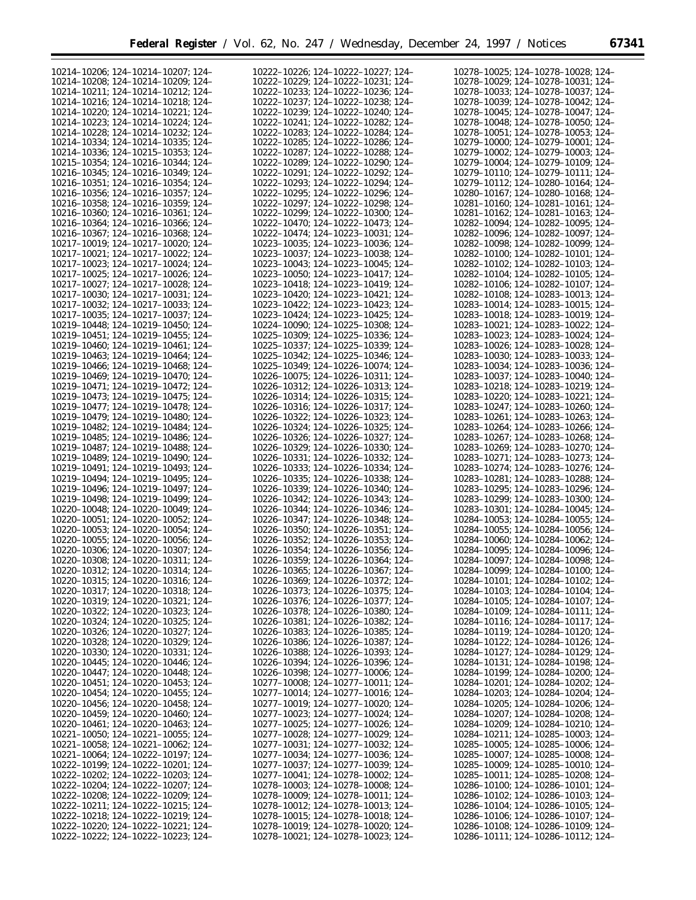10214–10206; 124–10214–10207; 124–
10214–10208; 124–10214–10209; 124–
10214–10211; 124–10214–10212; 124–
10214–10216; 124–10214–10218; 124–
10214–10220; 124–10214–10221; 124–
10214–10223; 124–10214–10224; 124–
10214–10228; 124–10214–10232; 124–
10214–10334; 124–10214–10335; 124–
10214–10336; 124–10215–10353; 124–
10215–10354; 124–10216–10344; 124–
10216–10345; 124–10216–10349; 124–
10216–10351; 124–10216–10354; 124–
10216–10356; 124–10216–10357; 124–
10216–10358; 124–10216–10359; 124–
10216–10360; 124–10216–10361; 124–
10216–10364; 124–10216–10366; 124–
10216–10367; 124–10216–10368; 124–
10217–10019; 124–10217–10020; 124–
10217–10021; 124–10217–10022; 124–
10217–10023; 124–10217–10024; 124–
10217–10025; 124–10217–10026; 124–
10217–10027; 124–10217–10028; 124–
10217–10030; 124–10217–10031; 124–
10217–10032; 124–10217–10033; 124–
10217–10035; 124–10217–10037; 124–
10219–10448; 124–10219–10450; 124–
10219–10451; 124–10219–10455; 124–
10219–10460; 124–10219–10461; 124–
10219–10463; 124–10219–10464; 124–
10219–10466; 124–10219–10468; 124–
10219–10469; 124–10219–10470; 124–
10219–10471; 124–10219–10472; 124–
10219–10473; 124–10219–10475; 124–
10219–10477; 124–10219–10478; 124–
10219–10479; 124–10219–10480; 124–
10219–10482; 124–10219–10484; 124–
10219–10485; 124–10219–10486; 124–
10219–10487; 124–10219–10488; 124–
10219–10489; 124–10219–10490; 124–
10219–10491; 124–10219–10493; 124–
10219–10494; 124–10219–10495; 124–
10219–10496; 124–10219–10497; 124–
10219–10498; 124–10219–10499; 124–
10220–10048; 124–10220–10049; 124–
10220–10051; 124–10220–10052; 124–
10220–10053; 124–10220–10054; 124–
10220–10055; 124–10220–10056; 124–
10220–10306; 124–10220–10307; 124–
10220–10308; 124–10220–10311; 124–
10220–10312; 124–10220–10314; 124–
10220–10315; 124–10220–10316; 124–
10220–10317; 124–10220–10318; 124–
10220–10319; 124–10220–10321; 124–
10220–10322; 124–10220–10323; 124–
10220–10324; 124–10220–10325; 124–
10220–10326; 124–10220–10327; 124–
10220–10328; 124–10220–10329; 124–
10220–10330; 124–10220–10331; 124–
10220–10445; 124–10220–10446; 124–
10220–10447; 124–10220–10448; 124–
10220–10451; 124–10220–10453; 124–
10220–10454; 124–10220–10455; 124–
10220–10456; 124–10220–10458; 124–
10220–10459; 124–10220–10460; 124–
10220–10461; 124–10220–10463; 124–
10221–10050; 124–10221–10055; 124–
10221–10058; 124–10221–10062; 124–
10221–10064; 124–10222–10197; 124–
10222–10199; 124–10222–10201; 124–
10222–10202; 124–10222–10203; 124–
10222–10204; 124–10222–10207; 124–
10222–10208; 124–10222–10209; 124–
10222–10211; 124–10222–10215; 124–
10222–10218; 124–10222–10219; 124–
10222–10220; 124–10222–10221; 124–
10222–10222; 124–10222–10223; 124–
10222–10226; 124–10222–10227; 124–
10222–10229; 124–10222–10231; 124–
10222–10233; 124–10222–10236; 124–
10222–10237; 124–10222–10238; 124–
10222–10239; 124–10222–10240; 124–
10222–10241; 124–10222–10282; 124–
10222–10283; 124–10222–10284; 124–
10222–10285; 124–10222–10286; 124–
10222–10287; 124–10222–10288; 124–
10222–10289; 124–10222–10290; 124–
10222–10291; 124–10222–10292; 124–
10222–10293; 124–10222–10294; 124–
10222–10295; 124–10222–10296; 124–
10222–10297; 124–10222–10298; 124–
10222–10299; 124–10222–10300; 124–
10222–10470; 124–10222–10473; 124–
10222–10474; 124–10223–10031; 124–
10223–10035; 124–10223–10036; 124–
10223–10037; 124–10223–10038; 124–
10223–10043; 124–10223–10045; 124–
10223–10050; 124–10223–10417; 124–
10223–10418; 124–10223–10419; 124–
10223–10420; 124–10223–10421; 124–
10223–10422; 124–10223–10423; 124–
10223–10424; 124–10223–10425; 124–
10224–10090; 124–10225–10308; 124–
10225–10309; 124–10225–10336; 124–
10225–10337; 124–10225–10339; 124–
10225–10342; 124–10225–10346; 124–
10225–10349; 124–10226–10074; 124–
10226–10075; 124–10226–10311; 124–
10226–10312; 124–10226–10313; 124–
10226–10314; 124–10226–10315; 124–
10226–10316; 124–10226–10317; 124–
10226–10322; 124–10226–10323; 124–
10226–10324; 124–10226–10325; 124–
10226–10326; 124–10226–10327; 124–
10226–10329; 124–10226–10330; 124–
10226–10331; 124–10226–10332; 124–
10226–10333; 124–10226–10334; 124–
10226–10335; 124–10226–10338; 124–
10226–10339; 124–10226–10340; 124–
10226–10342; 124–10226–10343; 124–
10226–10344; 124–10226–10346; 124–
10226–10347; 124–10226–10348; 124–
10226–10350; 124–10226–10351; 124–
10226–10352; 124–10226–10353; 124–
10226–10354; 124–10226–10356; 124–
10226–10359; 124–10226–10364; 124–
10226–10365; 124–10226–10367; 124–
10226–10369; 124–10226–10372; 124–
10226–10373; 124–10226–10375; 124–
10226–10376; 124–10226–10377; 124–
10226–10378; 124–10226–10380; 124–
10226–10381; 124–10226–10382; 124–
10226–10383; 124–10226–10385; 124–
10226–10386; 124–10226–10387; 124–
10226–10388; 124–10226–10393; 124–
10226–10394; 124–10226–10396; 124–
10226–10398; 124–10277–10006; 124–
10277–10008; 124–10277–10011; 124–
10277–10014; 124–10277–10016; 124–
10277–10019; 124–10277–10020; 124–
10277–10023; 124–10277–10024; 124–
10277–10025; 124–10277–10026; 124–
10277–10028; 124–10277–10029; 124–
10277–10031; 124–10277–10032; 124–
10277–10034; 124–10277–10036; 124–
10277–10037; 124–10277–10039; 124–
10277–10041; 124–10278–10002; 124–
10278–10003; 124–10278–10008; 124–
10278–10009; 124–10278–10011; 124–
10278–10012; 124–10278–10013; 124–
10278–10015; 124–10278–10018; 124–
10278–10019; 124–10278–10020; 124–
10278–10021; 124–10278–10023; 124–
10278–10025; 124–10278–10028; 124–
10278–10029; 124–10278–10031; 124–
10278–10033; 124–10278–10037; 124–
10278–10039; 124–10278–10042; 124–
10278–10045; 124–10278–10047; 124–
10278–10048; 124–10278–10050; 124–
10278–10051; 124–10278–10053; 124–
10279–10000; 124–10279–10001; 124–
10279–10002; 124–10279–10003; 124–
10279–10004; 124–10279–10109; 124–
10279–10110; 124–10279–10111; 124–
10279–10112; 124–10280–10164; 124–
10280–10167; 124–10280–10168; 124–
10281–10160; 124–10281–10161; 124–
10281–10162; 124–10281–10163; 124–
10282–10094; 124–10282–10095; 124–
10282–10096; 124–10282–10097; 124–
10282–10098; 124–10282–10099; 124–
10282–10100; 124–10282–10101; 124–
10282–10102; 124–10282–10103; 124–
10282–10104; 124–10282–10105; 124–
10282–10106; 124–10282–10107; 124–
10282–10108; 124–10283–10013; 124–
10283–10014; 124–10283–10015; 124–
10283–10018; 124–10283–10019; 124–
10283–10021; 124–10283–10022; 124–
10283–10023; 124–10283–10024; 124–
10283–10026; 124–10283–10028; 124–
10283–10030; 124–10283–10033; 124–
10283–10034; 124–10283–10036; 124–
10283–10037; 124–10283–10040; 124–
10283–10218; 124–10283–10219; 124–
10283–10220; 124–10283–10221; 124–
10283–10247; 124–10283–10260; 124–
10283–10261; 124–10283–10263; 124–
10283–10264; 124–10283–10266; 124–
10283–10267; 124–10283–10268; 124–
10283–10269; 124–10283–10270; 124–
10283–10271; 124–10283–10273; 124–
10283–10274; 124–10283–10276; 124–
10283–10281; 124–10283–10288; 124–
10283–10295; 124–10283–10296; 124–
10283–10299; 124–10283–10300; 124–
10283–10301; 124–10284–10045; 124–
10284–10053; 124–10284–10055; 124–
10284–10055; 124–10284–10056; 124–
10284–10060; 124–10284–10062; 124–
10284–10095; 124–10284–10096; 124–
10284–10097; 124–10284–10098; 124–
10284–10099; 124–10284–10100; 124–
10284–10101; 124–10284–10102; 124–
10284–10103; 124–10284–10104; 124–
10284–10105; 124–10284–10107; 124–
10284–10109; 124–10284–10111; 124–
10284–10116; 124–10284–10117; 124–
10284–10119; 124–10284–10120; 124–
10284–10122; 124–10284–10126; 124–
10284–10127; 124–10284–10129; 124–
10284–10131; 124–10284–10198; 124–
10284–10199; 124–10284–10200; 124–
10284–10201; 124–10284–10202; 124–
10284–10203; 124–10284–10204; 124–
10284–10205; 124–10284–10206; 124–
10284–10207; 124–10284–10208; 124–
10284–10209; 124–10284–10210; 124–
10284–10211; 124–10285–10003; 124–
10285–10005; 124–10285–10006; 124–
10285–10007; 124–10285–10008; 124–
10285–10009; 124–10285–10010; 124–
10285–10011; 124–10285–10208; 124–
10286–10100; 124–10286–10101; 124–
10286–10102; 124–10286–10103; 124–
10286–10104; 124–10286–10105; 124–
10286–10106; 124–10286–10107; 124–
10286–10108; 124–10286–10109; 124–
10286–10111; 124–10286–10112; 124–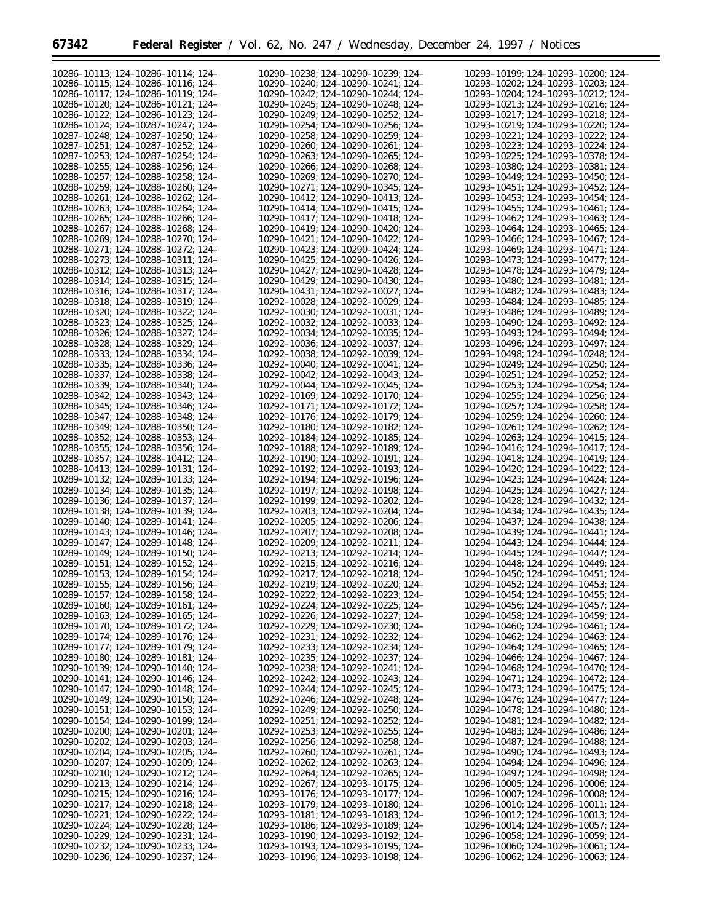10286–10113; 124–10286–10114; 124–
10286–10115; 124–10286–10116; 124–
10286–10117; 124–10286–10119; 124–
10286–10120; 124–10286–10121; 124–
10286–10122; 124–10286–10123; 124–
10286–10124; 124–10287–10247; 124–
10287–10248; 124–10287–10250; 124–
10287–10251; 124–10287–10252; 124–
10287–10253; 124–10287–10254; 124–
10288–10255; 124–10288–10256; 124–
10288–10257; 124–10288–10258; 124–
10288–10259; 124–10288–10260; 124–
10288–10261; 124–10288–10262; 124–
10288–10263; 124–10288–10264; 124–
10288–10265; 124–10288–10266; 124–
10288–10267; 124–10288–10268; 124–
10288–10269; 124–10288–10270; 124–
10288–10271; 124–10288–10272; 124–
10288–10273; 124–10288–10311; 124–
10288–10312; 124–10288–10313; 124–
10288–10314; 124–10288–10315; 124–
10288–10316; 124–10288–10317; 124–
10288–10318; 124–10288–10319; 124–
10288–10320; 124–10288–10322; 124–
10288–10323; 124–10288–10325; 124–
10288–10326; 124–10288–10327; 124–
10288–10328; 124–10288–10329; 124–
10288–10333; 124–10288–10334; 124–
10288–10335; 124–10288–10336; 124–
10288–10337; 124–10288–10338; 124–
10288–10339; 124–10288–10340; 124–
10288–10342; 124–10288–10343; 124–
10288–10345; 124–10288–10346; 124–
10288–10347; 124–10288–10348; 124–
10288–10349; 124–10288–10350; 124–
10288–10352; 124–10288–10353; 124–
10288–10355; 124–10288–10356; 124–
10288–10357; 124–10288–10412; 124–
10288–10413; 124–10289–10131; 124–
10289–10132; 124–10289–10133; 124–
10289–10134; 124–10289–10135; 124–
10289–10136; 124–10289–10137; 124–
10289–10138; 124–10289–10139; 124–
10289–10140; 124–10289–10141; 124–
10289–10143; 124–10289–10146; 124–
10289–10147; 124–10289–10148; 124–
10289–10149; 124–10289–10150; 124–
10289–10151; 124–10289–10152; 124–
10289–10153; 124–10289–10154; 124–
10289–10155; 124–10289–10156; 124–
10289–10157; 124–10289–10158; 124–
10289–10160; 124–10289–10161; 124–
10289–10163; 124–10289–10165; 124–
10289–10170; 124–10289–10172; 124–
10289–10174; 124–10289–10176; 124–
10289–10177; 124–10289–10179; 124–
10289–10180; 124–10289–10181; 124–
10290–10139; 124–10290–10140; 124–
10290–10141; 124–10290–10146; 124–
10290–10147; 124–10290–10148; 124–
10290–10149; 124–10290–10150; 124–
10290–10151; 124–10290–10153; 124–
10290–10154; 124–10290–10199; 124–
10290–10200; 124–10290–10201; 124–
10290–10202; 124–10290–10203; 124–
10290–10204; 124–10290–10205; 124–
10290–10207; 124–10290–10209; 124–
10290–10210; 124–10290–10212; 124–
10290–10213; 124–10290–10214; 124–
10290–10215; 124–10290–10216; 124–
10290–10217; 124–10290–10218; 124–
10290–10221; 124–10290–10222; 124–
10290–10224; 124–10290–10228; 124–
10290–10229; 124–10290–10231; 124–
10290–10232; 124–10290–10233; 124–
10290–10236; 124–10290–10237; 124–
10290–10238; 124–10290–10239; 124–
10290–10240; 124–10290–10241; 124–
10290–10242; 124–10290–10244; 124–
10290–10245; 124–10290–10248; 124–
10290–10249; 124–10290–10252; 124–
10290–10254; 124–10290–10256; 124–
10290–10258; 124–10290–10259; 124–
10290–10260; 124–10290–10261; 124–
10290–10263; 124–10290–10265; 124–
10290–10266; 124–10290–10268; 124–
10290–10269; 124–10290–10270; 124–
10290–10271; 124–10290–10345; 124–
10290–10412; 124–10290–10413; 124–
10290–10414; 124–10290–10415; 124–
10290–10417; 124–10290–10418; 124–
10290–10419; 124–10290–10420; 124–
10290–10421; 124–10290–10422; 124–
10290–10423; 124–10290–10424; 124–
10290–10425; 124–10290–10426; 124–
10290–10427; 124–10290–10428; 124–
10290–10429; 124–10290–10430; 124–
10290–10431; 124–10292–10027; 124–
10292–10028; 124–10292–10029; 124–
10292–10030; 124–10292–10031; 124–
10292–10032; 124–10292–10033; 124–
10292–10034; 124–10292–10035; 124–
10292–10036; 124–10292–10037; 124–
10292–10038; 124–10292–10039; 124–
10292–10040; 124–10292–10041; 124–
10292–10042; 124–10292–10043; 124–
10292–10044; 124–10292–10045; 124–
10292–10169; 124–10292–10170; 124–
10292–10171; 124–10292–10172; 124–
10292–10176; 124–10292–10179; 124–
10292–10180; 124–10292–10182; 124–
10292–10184; 124–10292–10185; 124–
10292–10188; 124–10292–10189; 124–
10292–10190; 124–10292–10191; 124–
10292–10192; 124–10292–10193; 124–
10292–10194; 124–10292–10196; 124–
10292–10197; 124–10292–10198; 124–
10292–10199; 124–10292–10202; 124–
10292–10203; 124–10292–10204; 124–
10292–10205; 124–10292–10206; 124–
10292–10207; 124–10292–10208; 124–
10292–10209; 124–10292–10211; 124–
10292–10213; 124–10292–10214; 124–
10292–10215; 124–10292–10216; 124–
10292–10217; 124–10292–10218; 124–
10292–10219; 124–10292–10220; 124–
10292–10222; 124–10292–10223; 124–
10292–10224; 124–10292–10225; 124–
10292–10226; 124–10292–10227; 124–
10292–10229; 124–10292–10230; 124–
10292–10231; 124–10292–10232; 124–
10292–10233; 124–10292–10234; 124–
10292–10235; 124–10292–10237; 124–
10292–10238; 124–10292–10241; 124–
10292–10242; 124–10292–10243; 124–
10292–10244; 124–10292–10245; 124–
10292–10246; 124–10292–10248; 124–
10292–10249; 124–10292–10250; 124–
10292–10251; 124–10292–10252; 124–
10292–10253; 124–10292–10255; 124–
10292–10256; 124–10292–10258; 124–
10292–10260; 124–10292–10261; 124–
10292–10262; 124–10292–10263; 124–
10292–10264; 124–10292–10265; 124–
10292–10267; 124–10293–10175; 124–
10293–10176; 124–10293–10177; 124–
10293–10179; 124–10293–10180; 124–
10293–10181; 124–10293–10183; 124–
10293–10186; 124–10293–10189; 124–
10293–10190; 124–10293–10192; 124–
10293–10193; 124–10293–10195; 124–
10293–10196; 124–10293–10198; 124–
10293–10199; 124–10293–10200; 124–
10293–10202; 124–10293–10203; 124–
10293–10204; 124–10293–10212; 124–
10293–10213; 124–10293–10216; 124–
10293–10217; 124–10293–10218; 124–
10293–10219; 124–10293–10220; 124–
10293–10221; 124–10293–10222; 124–
10293–10223; 124–10293–10224; 124–
10293–10225; 124–10293–10378; 124–
10293–10380; 124–10293–10381; 124–
10293–10449; 124–10293–10450; 124–
10293–10451; 124–10293–10452; 124–
10293–10453; 124–10293–10454; 124–
10293–10455; 124–10293–10461; 124–
10293–10462; 124–10293–10463; 124–
10293–10464; 124–10293–10465; 124–
10293–10466; 124–10293–10467; 124–
10293–10469; 124–10293–10471; 124–
10293–10473; 124–10293–10477; 124–
10293–10478; 124–10293–10479; 124–
10293–10480; 124–10293–10481; 124–
10293–10482; 124–10293–10483; 124–
10293–10484; 124–10293–10485; 124–
10293–10486; 124–10293–10489; 124–
10293–10490; 124–10293–10492; 124–
10293–10493; 124–10293–10494; 124–
10293–10496; 124–10293–10497; 124–
10293–10498; 124–10294–10248; 124–
10294–10249; 124–10294–10250; 124–
10294–10251; 124–10294–10252; 124–
10294–10253; 124–10294–10254; 124–
10294–10255; 124–10294–10256; 124–
10294–10257; 124–10294–10258; 124–
10294–10259; 124–10294–10260; 124–
10294–10261; 124–10294–10262; 124–
10294–10263; 124–10294–10415; 124–
10294–10416; 124–10294–10417; 124–
10294–10418; 124–10294–10419; 124–
10294–10420; 124–10294–10422; 124–
10294–10423; 124–10294–10424; 124–
10294–10425; 124–10294–10427; 124–
10294–10428; 124–10294–10432; 124–
10294–10434; 124–10294–10435; 124–
10294–10437; 124–10294–10438; 124–
10294–10439; 124–10294–10441; 124–
10294–10443; 124–10294–10444; 124–
10294–10445; 124–10294–10447; 124–
10294–10448; 124–10294–10449; 124–
10294–10450; 124–10294–10451; 124–
10294–10452; 124–10294–10453; 124–
10294–10454; 124–10294–10455; 124–
10294–10456; 124–10294–10457; 124–
10294–10458; 124–10294–10459; 124–
10294–10460; 124–10294–10461; 124–
10294–10462; 124–10294–10463; 124–
10294–10464; 124–10294–10465; 124–
10294–10466; 124–10294–10467; 124–
10294–10468; 124–10294–10470; 124–
10294–10471; 124–10294–10472; 124–
10294–10473; 124–10294–10475; 124–
10294–10476; 124–10294–10477; 124–
10294–10478; 124–10294–10480; 124–
10294–10481; 124–10294–10482; 124–
10294–10483; 124–10294–10486; 124–
10294–10487; 124–10294–10488; 124–
10294–10490; 124–10294–10493; 124–
10294–10494; 124–10294–10496; 124–
10294–10497; 124–10294–10498; 124–
10296–10005; 124–10296–10006; 124–
10296–10007; 124–10296–10008; 124–
10296–10010; 124–10296–10011; 124–
10296–10012; 124–10296–10013; 124–
10296–10014; 124–10296–10057; 124–
10296–10058; 124–10296–10059; 124–
10296–10060; 124–10296–10061; 124–
10296–10062; 124–10296–10063; 124–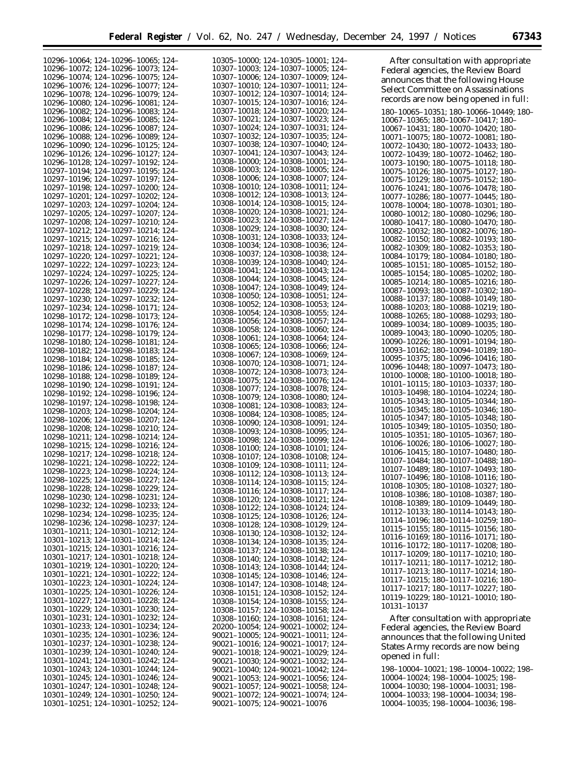10296–10064; 124–10296–10065; 124–10296–10072; 124–10296–10073; 124–10296–10074; 124–10296–10075; 124–10296–10076; 124–10296–10077; 124–10296–10078; 124–10296–10079; 124–10296–10080; 124–10296–10081; 124–10296–10082; 124–10296–10083; 124–10296–10084; 124–10296–10085; 124–10296–10086; 124–10296–10087; 124–10296–10088; 124–10296–10089; 124–10296–10090; 124–10296–10125; 124–10296–10126; 124–10296–10127; 124–10296–10128; 124–10297–10192; 124–10297–10194; 124–10297–10195; 124–10297–10196; 124–10297–10197; 124–10297–10198; 124–10297–10200; 124–10297–10201; 124–10297–10202; 124–10297–10203; 124–10297–10204; 124–10297–10205; 124–10297–10207; 124–10297–10208; 124–10297–10210; 124–10297–10212; 124–10297–10214; 124–10297–10215; 124–10297–10216; 124–10297–10218; 124–10297–10219; 124–10297–10220; 124–10297–10221; 124–10297–10222; 124–10297–10223; 124–10297–10224; 124–10297–10225; 124–10297–10226; 124–10297–10227; 124–10297–10228; 124–10297–10229; 124–10297–10230; 124–10297–10232; 124–10297–10234; 124–10298–10171; 124–10298–10172; 124–10298–10173; 124–10298–10174; 124–10298–10176; 124–10298–10177; 124–10298–10179; 124–10298–10180; 124–10298–10181; 124–10298–10182; 124–10298–10183; 124–10298–10184; 124–10298–10185; 124–10298–10186; 124–10298–10187; 124–10298–10188; 124–10298–10189; 124–10298–10190; 124–10298–10191; 124–10298–10192; 124–10298–10196; 124–10298–10197; 124–10298–10198; 124–10298–10203; 124–10298–10204; 124–10298–10206; 124–10298–10207; 124–10298–10208; 124–10298–10210; 124–10298–10211; 124–10298–10214; 124–10298–10215; 124–10298–10216; 124–10298–10217; 124–10298–10218; 124–10298–10221; 124–10298–10222; 124–10298–10223; 124–10298–10224; 124–10298–10225; 124–10298–10227; 124–10298–10228; 124–10298–10229; 124–10298–10230; 124–10298–10231; 124–10298–10232; 124–10298–10233; 124–10298–10234; 124–10298–10235; 124–10298–10236; 124–10298–10237; 124–10301–10211; 124–10301–10212; 124–10301–10213; 124–10301–10214; 124–10301–10215; 124–10301–10216; 124–10301–10217; 124–10301–10218; 124–10301–10219; 124–10301–10220; 124–10301–10221; 124–10301–10222; 124–10301–10223; 124–10301–10224; 124–10301–10225; 124–10301–10226; 124–10301–10227; 124–10301–10228; 124–10301–10229; 124–10301–10230; 124–10301–10231; 124–10301–10232; 124–10301–10233; 124–10301–10234; 124–10301–10235; 124–10301–10236; 124–10301–10237; 124–10301–10238; 124–10301–10239; 124–10301–10240; 124–10301–10241; 124–10301–10242; 124–10301–10243; 124–10301–10244; 124–10301–10245; 124–10301–10246; 124–10301–10247; 124–10301–10248; 124–10301–10249; 124–10301–10250; 124–10301–10251; 124–10301–10252; 124–10305–10000; 124–10305–10001; 124–10307–10003; 124–10307–10005; 124–10307–10006; 124–10307–10009; 124–10307–10010; 124–10307–10011; 124–10307–10012; 124–10307–10014; 124–10307–10015; 124–10307–10016; 124–10307–10018; 124–10307–10020; 124–10307–10021; 124–10307–10023; 124–10307–10024; 124–10307–10031; 124–10307–10032; 124–10307–10035; 124–10307–10038; 124–10307–10040; 124–10307–10041; 124–10307–10043; 124–10308–10000; 124–10308–10001; 124–10308–10003; 124–10308–10005; 124–10308–10006; 124–10308–10007; 124–10308–10010; 124–10308–10011; 124–10308–10012; 124–10308–10013; 124–10308–10014; 124–10308–10015; 124–10308–10020; 124–10308–10021; 124–10308–10023; 124–10308–10027; 124–10308–10029; 124–10308–10030; 124–10308–10031; 124–10308–10033; 124–10308–10034; 124–10308–10036; 124–10308–10037; 124–10308–10038; 124–10308–10039; 124–10308–10040; 124–10308–10041; 124–10308–10043; 124–10308–10044; 124–10308–10045; 124–10308–10047; 124–10308–10049; 124–10308–10050; 124–10308–10051; 124–10308–10052; 124–10308–10053; 124–10308–10054; 124–10308–10055; 124–10308–10056; 124–10308–10057; 124–10308–10058; 124–10308–10060; 124–10308–10061; 124–10308–10064; 124–10308–10065; 124–10308–10066; 124–10308–10067; 124–10308–10069; 124–10308–10070; 124–10308–10071; 124–10308–10072; 124–10308–10073; 124–10308–10075; 124–10308–10076; 124–10308–10077; 124–10308–10078; 124–10308–10079; 124–10308–10080; 124–10308–10081; 124–10308–10083; 124–10308–10084; 124–10308–10085; 124–10308–10090; 124–10308–10091; 124–10308–10093; 124–10308–10095; 124–10308–10098; 124–10308–10099; 124–10308–10100; 124–10308–10101; 124–10308–10107; 124–10308–10108; 124–10308–10109; 124–10308–10111; 124–10308–10112; 124–10308–10113; 124–10308–10114; 124–10308–10115; 124–10308–10116; 124–10308–10117; 124–10308–10120; 124–10308–10121; 124–10308–10122; 124–10308–10124; 124–10308–10125; 124–10308–10126; 124–10308–10128; 124–10308–10129; 124–10308–10130; 124–10308–10132; 124–10308–10134; 124–10308–10135; 124–10308–10137; 124–10308–10138; 124–10308–10140; 124–10308–10142; 124–10308–10143; 124–10308–10144; 124–10308–10145; 124–10308–10146; 124–10308–10147; 124–10308–10148; 124–10308–10151; 124–10308–10152; 124–10308–10154; 124–10308–10155; 124–10308–10157; 124–10308–10158; 124–10308–10160; 124–10308–10161; 124–20200–10054; 124–90021–10002; 124–90021–10005; 124–90021–10011; 124–90021–10016; 124–90021–10017; 124–90021–10018; 124–90021–10029; 124–90021–10030; 124–90021–10032; 124–90021–10040; 124–90021–10042; 124–90021–10053; 124–90021–10056; 124–90021–10057; 124–90021–10058; 124–90021–10072; 124–90021–10074; 124–90021–10075; 124–90021–10076

After consultation with appropriate Federal agencies, the Review Board announces that the following House Select Committee on Assassinations records are now being opened in full:

180–10065–10351; 180–10066–10449; 180–10067–10365; 180–10067–10417; 180–10067–10431; 180–10070–10420; 180–10071–10075; 180–10072–10081; 180–10072–10430; 180–10072–10433; 180–10072–10439; 180–10072–10462; 180–10073–10190; 180–10075–10118; 180–10075–10126; 180–10075–10127; 180–10075–10129; 180–10075–10152; 180–10076–10241; 180–10076–10478; 180–10077–10286; 180–10077–10445; 180–10078–10004; 180–10078–10301; 180–10080–10012; 180–10080–10296; 180–10080–10417; 180–10080–10470; 180–10082–10032; 180–10082–10076; 180–10082–10150; 180–10082–10193; 180–10082–10309; 180–10082–10353; 180–10084–10179; 180–10084–10180; 180–10085–10151; 180–10085–10152; 180–10085–10154; 180–10085–10202; 180–10085–10214; 180–10085–10216; 180–10087–10093; 180–10087–10302; 180–10088–10137; 180–10088–10149; 180–10088–10203; 180–10088–10219; 180–10088–10265; 180–10088–10293; 180–10089–10034; 180–10089–10035; 180–10089–10043; 180–10090–10205; 180–10090–10226; 180–10091–10194; 180–10093–10162; 180–10094–10189; 180–10095–10375; 180–10096–10416; 180–10096–10448; 180–10097–10473; 180–10100–10008; 180–10100–10018; 180–10101–10115; 180–10103–10337; 180–10103–10498; 180–10104–10224; 180–10105–10343; 180–10105–10344; 180–10105–10345; 180–10105–10346; 180–10105–10347; 180–10105–10348; 180–10105–10349; 180–10105–10350; 180–10105–10351; 180–10105–10367; 180–10106–10026; 180–10106–10027; 180–10106–10415; 180–10107–10480; 180–10107–10484; 180–10107–10488; 180–10107–10489; 180–10107–10493; 180–10107–10496; 180–10108–10116; 180–10108–10305; 180–10108–10327; 180–10108–10386; 180–10108–10387; 180–10108–10389; 180–10109–10449; 180–10112–10133; 180–10114–10143; 180–10114–10196; 180–10114–10259; 180–10115–10155; 180–10115–10156; 180–10116–10169; 180–10116–10171; 180–10116–10172; 180–10117–10208; 180–10117–10209; 180–10117–10210; 180–10117–10211; 180–10117–10212; 180–10117–10213; 180–10117–10214; 180–10117–10215; 180–10117–10216; 180–10117–10217; 180–10117–10227; 180–10119–10229; 180–10121–10010; 180–10131–10137

After consultation with appropriate Federal agencies, the Review Board announces that the following United States Army records are now being opened in full:

198–10004–10021; 198–10004–10022; 198–10004–10024; 198–10004–10025; 198–10004–10030; 198–10004–10031; 198–10004–10033; 198–10004–10034; 198–10004–10035; 198–10004–10036; 198–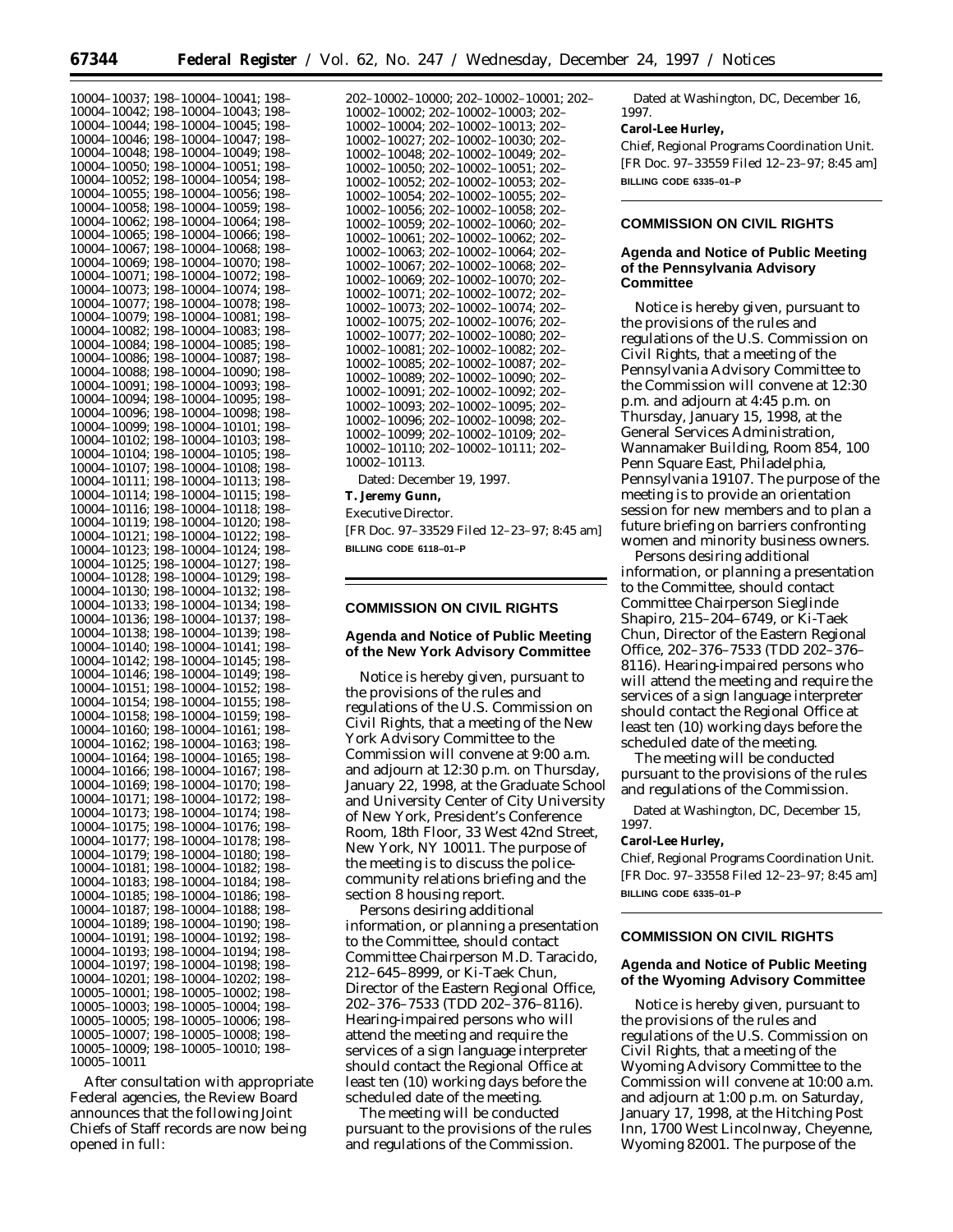10004–10037; 198–10004–10041; 198–10004–10042; 198–10004–10043; 198–10004–10044; 198–10004–10045; 198–10004–10046; 198–10004–10047; 198–10004–10048; 198–10004–10049; 198–10004–10050; 198–10004–10051; 198–10004–10052; 198–10004–10054; 198–10004–10055; 198–10004–10056; 198–10004–10058; 198–10004–10059; 198–10004–10062; 198–10004–10064; 198–10004–10065; 198–10004–10066; 198–10004–10067; 198–10004–10068; 198–10004–10069; 198–10004–10070; 198–10004–10071; 198–10004–10072; 198–10004–10073; 198–10004–10074; 198–10004–10077; 198–10004–10078; 198–10004–10079; 198–10004–10081; 198–10004–10082; 198–10004–10083; 198–10004–10084; 198–10004–10085; 198–10004–10086; 198–10004–10087; 198–10004–10088; 198–10004–10090; 198–10004–10091; 198–10004–10093; 198–10004–10094; 198–10004–10095; 198–10004–10096; 198–10004–10098; 198–10004–10099; 198–10004–10101; 198–10004–10102; 198–10004–10103; 198–10004–10104; 198–10004–10105; 198–10004–10107; 198–10004–10108; 198–10004–10111; 198–10004–10113; 198–10004–10114; 198–10004–10115; 198–10004–10116; 198–10004–10118; 198–10004–10119; 198–10004–10120; 198–10004–10121; 198–10004–10122; 198–10004–10123; 198–10004–10124; 198–10004–10125; 198–10004–10127; 198–10004–10128; 198–10004–10129; 198–10004–10130; 198–10004–10132; 198–10004–10133; 198–10004–10134; 198–10004–10136; 198–10004–10137; 198–10004–10138; 198–10004–10139; 198–10004–10140; 198–10004–10141; 198–10004–10142; 198–10004–10145; 198–10004–10146; 198–10004–10149; 198–10004–10151; 198–10004–10152; 198–10004–10154; 198–10004–10155; 198–10004–10158; 198–10004–10159; 198–10004–10160; 198–10004–10161; 198–10004–10162; 198–10004–10163; 198–10004–10164; 198–10004–10165; 198–10004–10166; 198–10004–10167; 198–10004–10169; 198–10004–10170; 198–10004–10171; 198–10004–10172; 198–10004–10173; 198–10004–10174; 198–10004–10175; 198–10004–10176; 198–10004–10177; 198–10004–10178; 198–10004–10179; 198–10004–10180; 198–10004–10181; 198–10004–10182; 198–10004–10183; 198–10004–10184; 198–10004–10185; 198–10004–10186; 198–10004–10187; 198–10004–10188; 198–10004–10189; 198–10004–10190; 198–10004–10191; 198–10004–10192; 198–10004–10193; 198–10004–10194; 198–10004–10197; 198–10004–10198; 198–10004–10201; 198–10004–10202; 198–10005–10001; 198–10005–10002; 198–10005–10003; 198–10005–10004; 198–10005–10005; 198–10005–10006; 198–10005–10007; 198–10005–10008; 198–10005–10009; 198–10005–10010; 198–10005–10011

After consultation with appropriate Federal agencies, the Review Board announces that the following Joint Chiefs of Staff records are now being opened in full:

202–10002–10000; 202–10002–10001; 202–10002–10002; 202–10002–10003; 202–10002–10004; 202–10002–10013; 202–10002–10027; 202–10002–10030; 202–10002–10048; 202–10002–10049; 202–10002–10050; 202–10002–10051; 202–10002–10052; 202–10002–10053; 202–10002–10054; 202–10002–10055; 202–10002–10056; 202–10002–10058; 202–10002–10059; 202–10002–10060; 202–10002–10061; 202–10002–10062; 202–10002–10063; 202–10002–10064; 202–10002–10067; 202–10002–10068; 202–10002–10069; 202–10002–10070; 202–10002–10071; 202–10002–10072; 202–10002–10073; 202–10002–10074; 202–10002–10075; 202–10002–10076; 202–10002–10077; 202–10002–10080; 202–10002–10081; 202–10002–10082; 202–10002–10085; 202–10002–10087; 202–10002–10089; 202–10002–10090; 202–10002–10091; 202–10002–10092; 202–10002–10093; 202–10002–10095; 202–10002–10096; 202–10002–10098; 202–10002–10099; 202–10002–10109; 202–10002–10110; 202–10002–10111; 202–10002–10113.

Dated: December 19, 1997.

**T. Jeremy Gunn,**

*Executive Director.*

[FR Doc. 97–33529 Filed 12–23–97; 8:45 am]

**BILLING CODE 6118–01–P**

## COMMISSION ON CIVIL RIGHTS

### Agenda and Notice of Public Meeting of the New York Advisory Committee

Notice is hereby given, pursuant to the provisions of the rules and regulations of the U.S. Commission on Civil Rights, that a meeting of the New York Advisory Committee to the Commission will convene at 9:00 a.m. and adjourn at 12:30 p.m. on Thursday, January 22, 1998, at the Graduate School and University Center of City University of New York, President's Conference Room, 18th Floor, 33 West 42nd Street, New York, NY 10011. The purpose of the meeting is to discuss the police-community relations briefing and the section 8 housing report.

Persons desiring additional information, or planning a presentation to the Committee, should contact Committee Chairperson M.D. Taracido, 212–645–8999, or Ki-Taek Chun, Director of the Eastern Regional Office, 202–376–7533 (TDD 202–376–8116). Hearing-impaired persons who will attend the meeting and require the services of a sign language interpreter should contact the Regional Office at least ten (10) working days before the scheduled date of the meeting.

The meeting will be conducted pursuant to the provisions of the rules and regulations of the Commission.

Dated at Washington, DC, December 16, 1997.

**Carol-Lee Hurley,**

*Chief, Regional Programs Coordination Unit.*

[FR Doc. 97–33559 Filed 12–23–97; 8:45 am]

**BILLING CODE 6335–01–P**

## COMMISSION ON CIVIL RIGHTS

### Agenda and Notice of Public Meeting of the Pennsylvania Advisory Committee

Notice is hereby given, pursuant to the provisions of the rules and regulations of the U.S. Commission on Civil Rights, that a meeting of the Pennsylvania Advisory Committee to the Commission will convene at 12:30 p.m. and adjourn at 4:45 p.m. on Thursday, January 15, 1998, at the General Services Administration, Wannamaker Building, Room 854, 100 Penn Square East, Philadelphia, Pennsylvania 19107. The purpose of the meeting is to provide an orientation session for new members and to plan a future briefing on barriers confronting women and minority business owners.

Persons desiring additional information, or planning a presentation to the Committee, should contact Committee Chairperson Sieglinde Shapiro, 215–204–6749, or Ki-Taek Chun, Director of the Eastern Regional Office, 202–376–7533 (TDD 202–376–8116). Hearing-impaired persons who will attend the meeting and require the services of a sign language interpreter should contact the Regional Office at least ten (10) working days before the scheduled date of the meeting.

The meeting will be conducted pursuant to the provisions of the rules and regulations of the Commission.

Dated at Washington, DC, December 15, 1997.

**Carol-Lee Hurley,**

*Chief, Regional Programs Coordination Unit.*

[FR Doc. 97–33558 Filed 12–23–97; 8:45 am]

**BILLING CODE 6335–01–P**

## COMMISSION ON CIVIL RIGHTS

### Agenda and Notice of Public Meeting of the Wyoming Advisory Committee

Notice is hereby given, pursuant to the provisions of the rules and regulations of the U.S. Commission on Civil Rights, that a meeting of the Wyoming Advisory Committee to the Commission will convene at 10:00 a.m. and adjourn at 1:00 p.m. on Saturday, January 17, 1998, at the Hitching Post Inn, 1700 West Lincolnway, Cheyenne, Wyoming 82001. The purpose of the